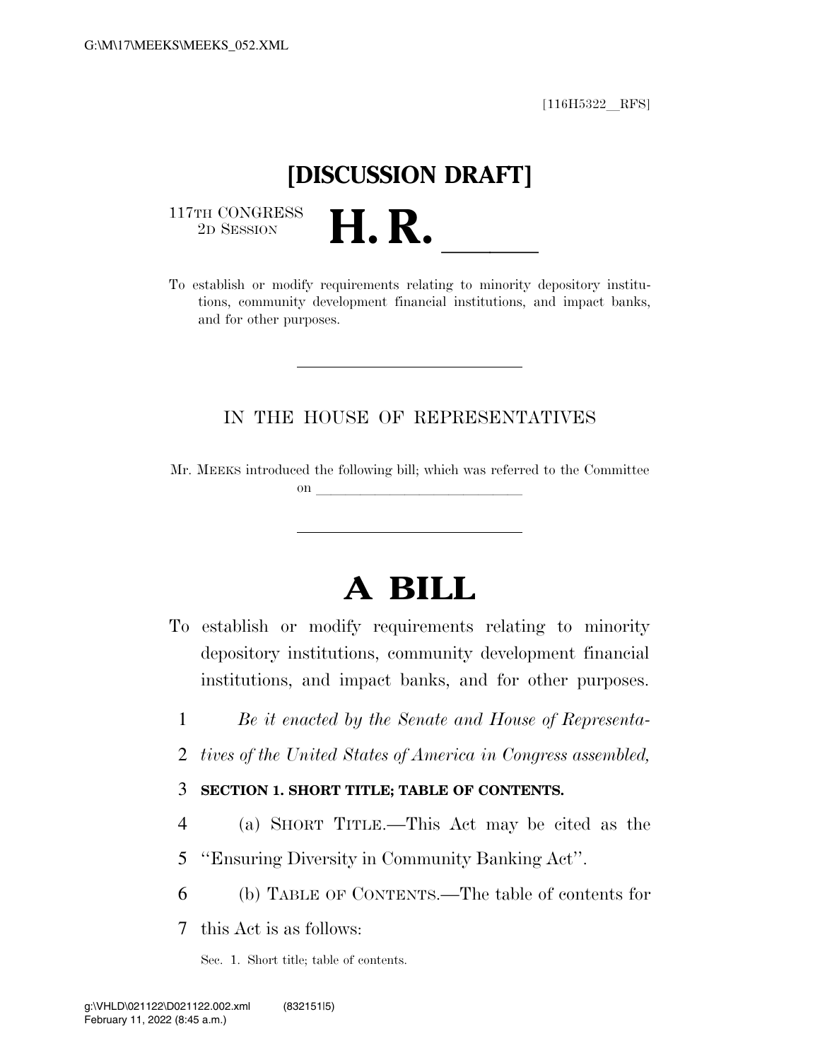[116H5322__RFS]

# [DISCUSSION DRAFT]

117TH CONGRESS
2D SESSION

# H. R. ______

To establish or modify requirements relating to minority depository institutions, community development financial institutions, and impact banks, and for other purposes.

---

IN THE HOUSE OF REPRESENTATIVES

Mr. MEEKS introduced the following bill; which was referred to the Committee on ______________________________

---

# A BILL

To establish or modify requirements relating to minority depository institutions, community development financial institutions, and impact banks, and for other purposes.

1 *Be it enacted by the Senate and House of Representa-*
2 *tives of the United States of America in Congress assembled,*

3 **SECTION 1. SHORT TITLE; TABLE OF CONTENTS.**

4 (a) SHORT TITLE.—This Act may be cited as the
5 ''Ensuring Diversity in Community Banking Act''.

6 (b) TABLE OF CONTENTS.—The table of contents for
7 this Act is as follows:

Sec. 1. Short title; table of contents.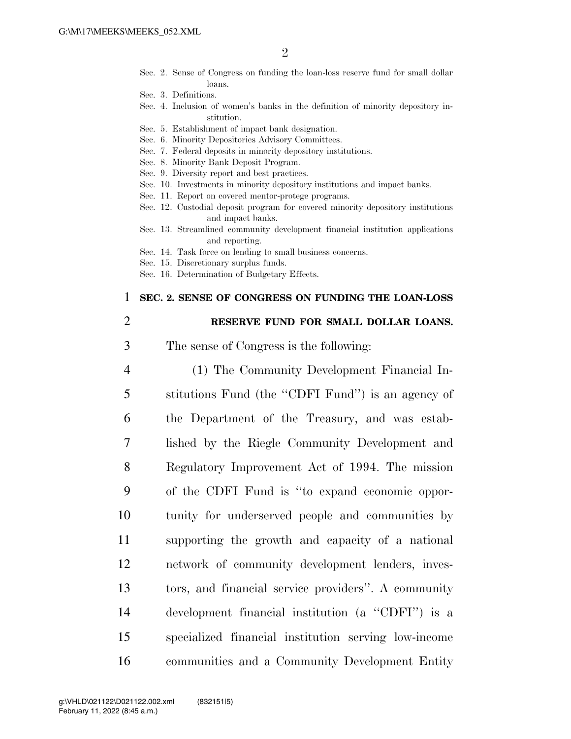Sec. 2. Sense of Congress on funding the loan-loss reserve fund for small dollar loans.
Sec. 3. Definitions.
Sec. 4. Inclusion of women's banks in the definition of minority depository institution.
Sec. 5. Establishment of impact bank designation.
Sec. 6. Minority Depositories Advisory Committees.
Sec. 7. Federal deposits in minority depository institutions.
Sec. 8. Minority Bank Deposit Program.
Sec. 9. Diversity report and best practices.
Sec. 10. Investments in minority depository institutions and impact banks.
Sec. 11. Report on covered mentor-protege programs.
Sec. 12. Custodial deposit program for covered minority depository institutions and impact banks.
Sec. 13. Streamlined community development financial institution applications and reporting.
Sec. 14. Task force on lending to small business concerns.
Sec. 15. Discretionary surplus funds.
Sec. 16. Determination of Budgetary Effects.

## SEC. 2. SENSE OF CONGRESS ON FUNDING THE LOAN-LOSS RESERVE FUND FOR SMALL DOLLAR LOANS.

The sense of Congress is the following:

(1) The Community Development Financial Institutions Fund (the ''CDFI Fund'') is an agency of the Department of the Treasury, and was established by the Riegle Community Development and Regulatory Improvement Act of 1994. The mission of the CDFI Fund is ''to expand economic opportunity for underserved people and communities by supporting the growth and capacity of a national network of community development lenders, investors, and financial service providers''. A community development financial institution (a ''CDFI'') is a specialized financial institution serving low-income communities and a Community Development Entity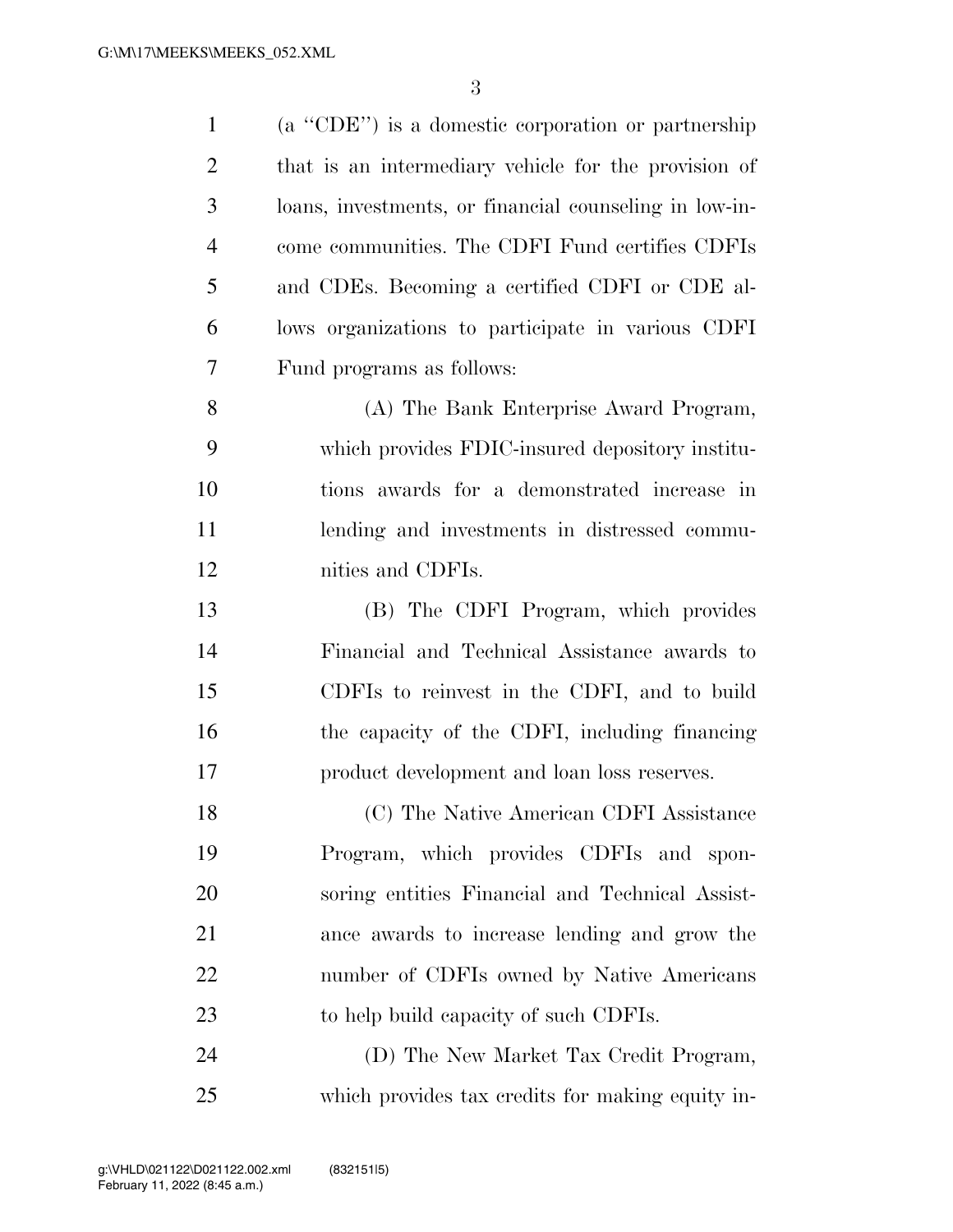(a "CDE") is a domestic corporation or partnership that is an intermediary vehicle for the provision of loans, investments, or financial counseling in low-income communities. The CDFI Fund certifies CDFIs and CDEs. Becoming a certified CDFI or CDE allows organizations to participate in various CDFI Fund programs as follows:

(A) The Bank Enterprise Award Program, which provides FDIC-insured depository institutions awards for a demonstrated increase in lending and investments in distressed communities and CDFIs.

(B) The CDFI Program, which provides Financial and Technical Assistance awards to CDFIs to reinvest in the CDFI, and to build the capacity of the CDFI, including financing product development and loan loss reserves.

(C) The Native American CDFI Assistance Program, which provides CDFIs and sponsoring entities Financial and Technical Assistance awards to increase lending and grow the number of CDFIs owned by Native Americans to help build capacity of such CDFIs.

(D) The New Market Tax Credit Program, which provides tax credits for making equity in-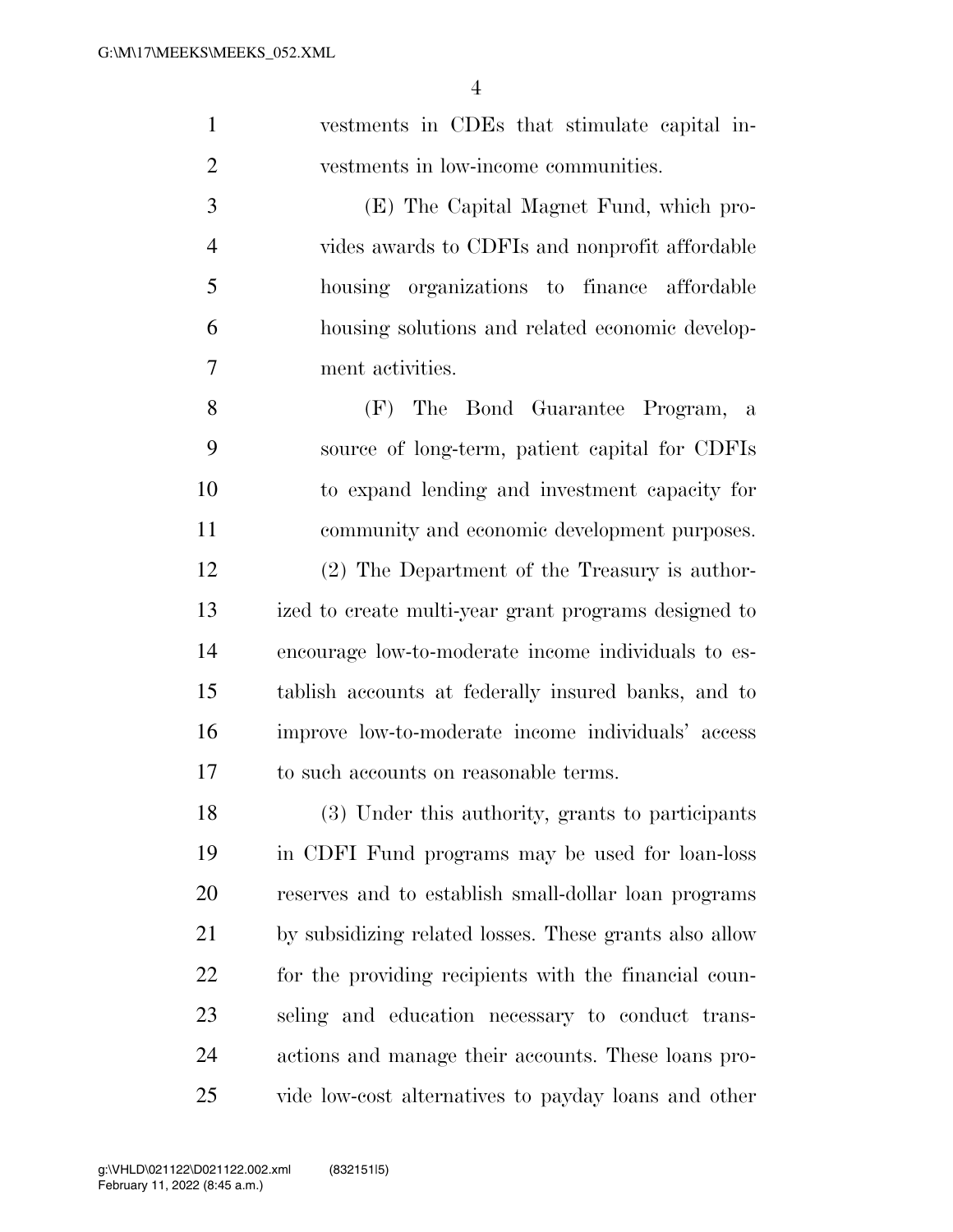vestments in CDEs that stimulate capital investments in low-income communities.

(E) The Capital Magnet Fund, which provides awards to CDFIs and nonprofit affordable housing organizations to finance affordable housing solutions and related economic development activities.

(F) The Bond Guarantee Program, a source of long-term, patient capital for CDFIs to expand lending and investment capacity for community and economic development purposes.

(2) The Department of the Treasury is authorized to create multi-year grant programs designed to encourage low-to-moderate income individuals to establish accounts at federally insured banks, and to improve low-to-moderate income individuals' access to such accounts on reasonable terms.

(3) Under this authority, grants to participants in CDFI Fund programs may be used for loan-loss reserves and to establish small-dollar loan programs by subsidizing related losses. These grants also allow for the providing recipients with the financial counseling and education necessary to conduct transactions and manage their accounts. These loans provide low-cost alternatives to payday loans and other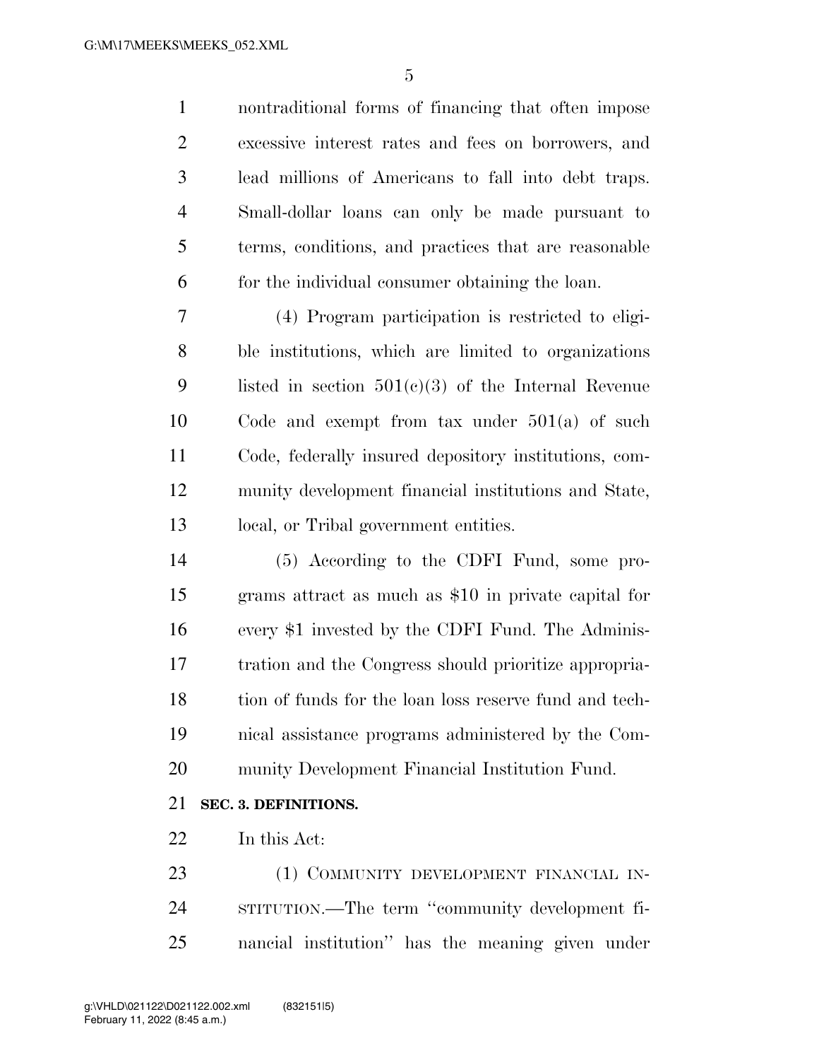nontraditional forms of financing that often impose excessive interest rates and fees on borrowers, and lead millions of Americans to fall into debt traps. Small-dollar loans can only be made pursuant to terms, conditions, and practices that are reasonable for the individual consumer obtaining the loan.

(4) Program participation is restricted to eligible institutions, which are limited to organizations listed in section 501(c)(3) of the Internal Revenue Code and exempt from tax under 501(a) of such Code, federally insured depository institutions, community development financial institutions and State, local, or Tribal government entities.

(5) According to the CDFI Fund, some programs attract as much as $10 in private capital for every $1 invested by the CDFI Fund. The Administration and the Congress should prioritize appropriation of funds for the loan loss reserve fund and technical assistance programs administered by the Community Development Financial Institution Fund.

## SEC. 3. DEFINITIONS.

In this Act:

(1) COMMUNITY DEVELOPMENT FINANCIAL INSTITUTION.—The term ''community development financial institution'' has the meaning given under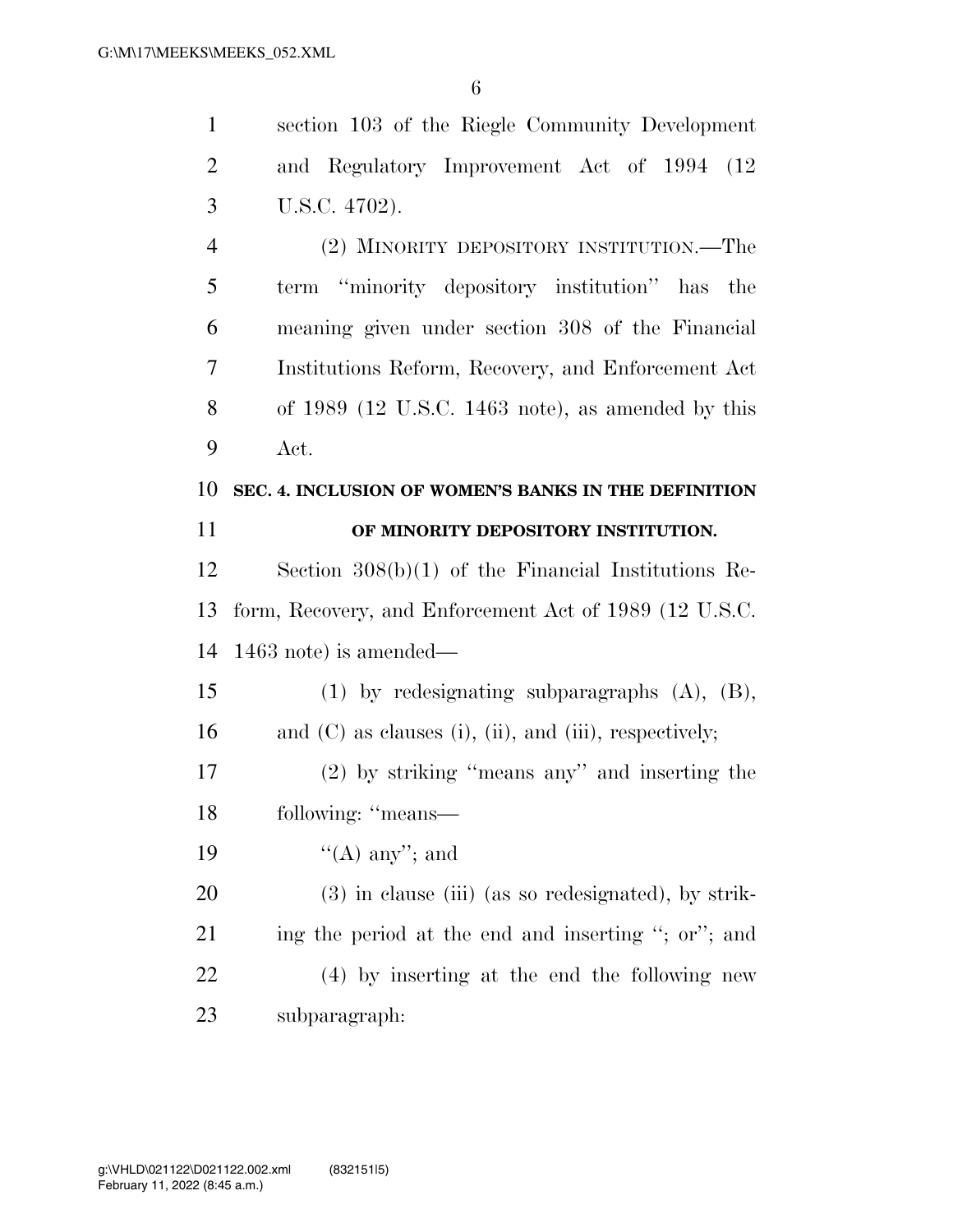section 103 of the Riegle Community Development and Regulatory Improvement Act of 1994 (12 U.S.C. 4702).

(2) MINORITY DEPOSITORY INSTITUTION.—The term ''minority depository institution'' has the meaning given under section 308 of the Financial Institutions Reform, Recovery, and Enforcement Act of 1989 (12 U.S.C. 1463 note), as amended by this Act.

## SEC. 4. INCLUSION OF WOMEN'S BANKS IN THE DEFINITION OF MINORITY DEPOSITORY INSTITUTION.

Section 308(b)(1) of the Financial Institutions Reform, Recovery, and Enforcement Act of 1989 (12 U.S.C. 1463 note) is amended—

(1) by redesignating subparagraphs (A), (B), and (C) as clauses (i), (ii), and (iii), respectively;

(2) by striking ''means any'' and inserting the following: ''means—

''(A) any''; and

(3) in clause (iii) (as so redesignated), by striking the period at the end and inserting ''; or''; and

(4) by inserting at the end the following new subparagraph: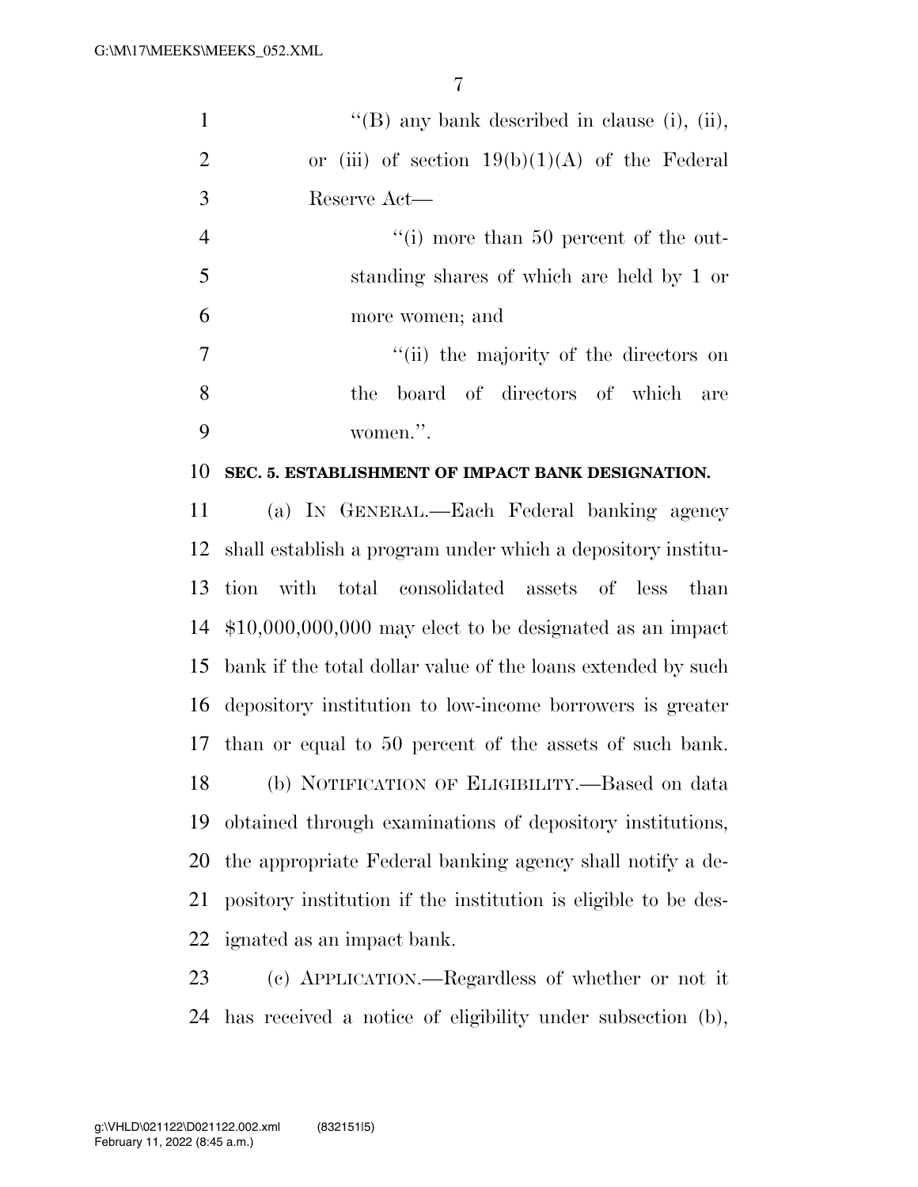"(B) any bank described in clause (i), (ii), or (iii) of section 19(b)(1)(A) of the Federal Reserve Act—

"(i) more than 50 percent of the outstanding shares of which are held by 1 or more women; and

"(ii) the majority of the directors on the board of directors of which are women.".

**SEC. 5. ESTABLISHMENT OF IMPACT BANK DESIGNATION.**

(a) IN GENERAL.—Each Federal banking agency shall establish a program under which a depository institution with total consolidated assets of less than $10,000,000,000 may elect to be designated as an impact bank if the total dollar value of the loans extended by such depository institution to low-income borrowers is greater than or equal to 50 percent of the assets of such bank.

(b) NOTIFICATION OF ELIGIBILITY.—Based on data obtained through examinations of depository institutions, the appropriate Federal banking agency shall notify a depository institution if the institution is eligible to be designated as an impact bank.

(c) APPLICATION.—Regardless of whether or not it has received a notice of eligibility under subsection (b),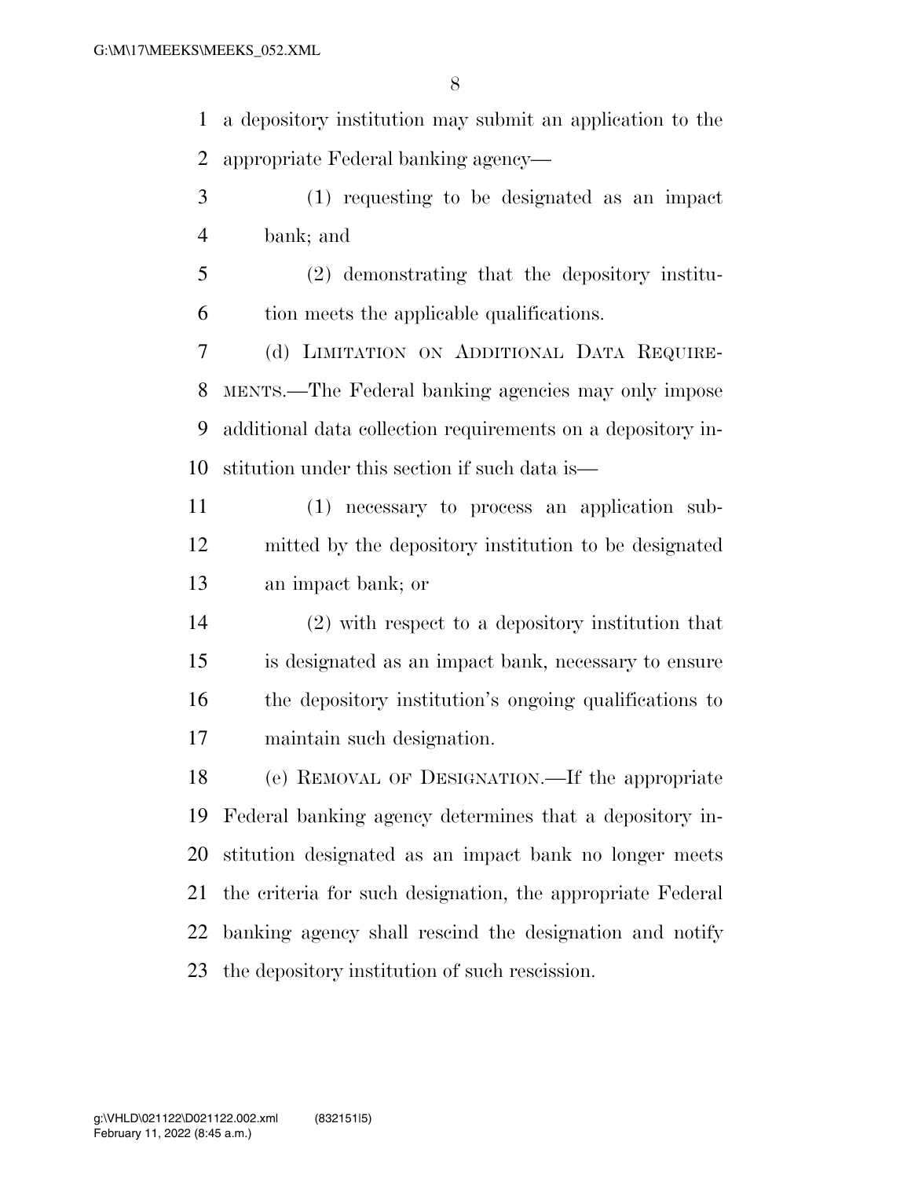a depository institution may submit an application to the appropriate Federal banking agency—

(1) requesting to be designated as an impact bank; and

(2) demonstrating that the depository institution meets the applicable qualifications.

(d) LIMITATION ON ADDITIONAL DATA REQUIREMENTS.—The Federal banking agencies may only impose additional data collection requirements on a depository institution under this section if such data is—

(1) necessary to process an application submitted by the depository institution to be designated an impact bank; or

(2) with respect to a depository institution that is designated as an impact bank, necessary to ensure the depository institution's ongoing qualifications to maintain such designation.

(e) REMOVAL OF DESIGNATION.—If the appropriate Federal banking agency determines that a depository institution designated as an impact bank no longer meets the criteria for such designation, the appropriate Federal banking agency shall rescind the designation and notify the depository institution of such rescission.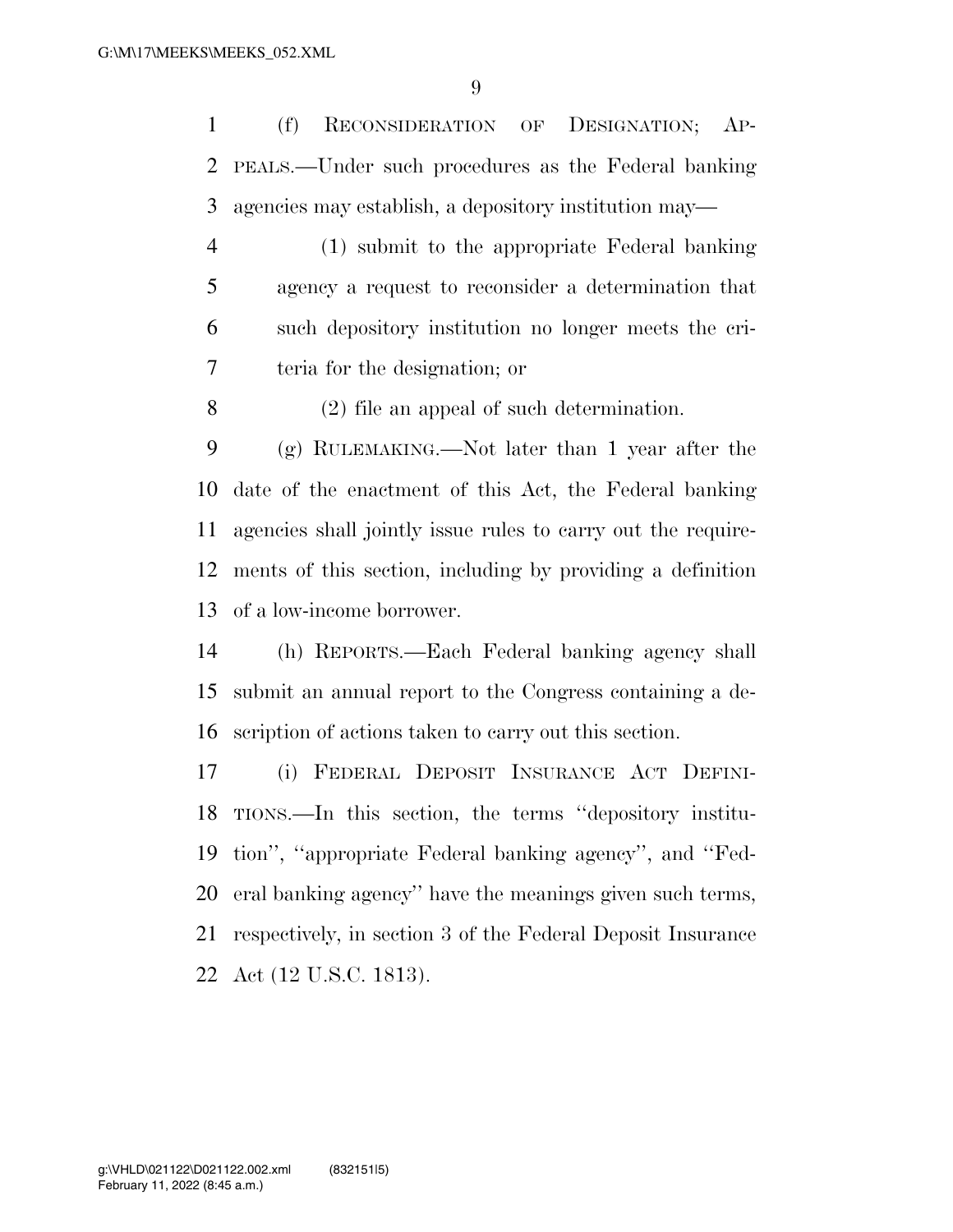(f) RECONSIDERATION OF DESIGNATION; APPEALS.—Under such procedures as the Federal banking agencies may establish, a depository institution may—

(1) submit to the appropriate Federal banking agency a request to reconsider a determination that such depository institution no longer meets the criteria for the designation; or

(2) file an appeal of such determination.

(g) RULEMAKING.—Not later than 1 year after the date of the enactment of this Act, the Federal banking agencies shall jointly issue rules to carry out the requirements of this section, including by providing a definition of a low-income borrower.

(h) REPORTS.—Each Federal banking agency shall submit an annual report to the Congress containing a description of actions taken to carry out this section.

(i) FEDERAL DEPOSIT INSURANCE ACT DEFINITIONS.—In this section, the terms ''depository institution'', ''appropriate Federal banking agency'', and ''Federal banking agency'' have the meanings given such terms, respectively, in section 3 of the Federal Deposit Insurance Act (12 U.S.C. 1813).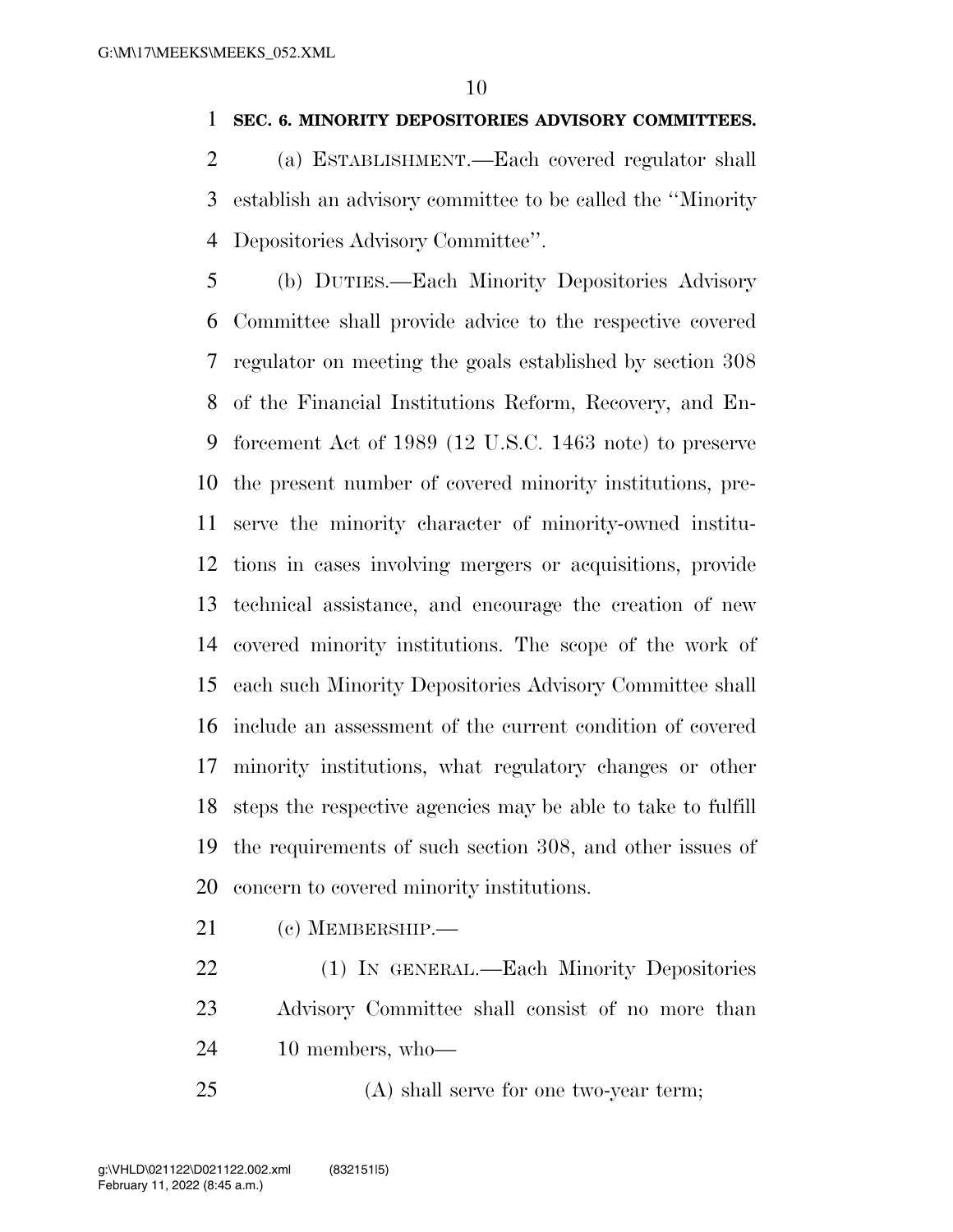**SEC. 6. MINORITY DEPOSITORIES ADVISORY COMMITTEES.**

(a) ESTABLISHMENT.—Each covered regulator shall establish an advisory committee to be called the "Minority Depositories Advisory Committee".

(b) DUTIES.—Each Minority Depositories Advisory Committee shall provide advice to the respective covered regulator on meeting the goals established by section 308 of the Financial Institutions Reform, Recovery, and Enforcement Act of 1989 (12 U.S.C. 1463 note) to preserve the present number of covered minority institutions, preserve the minority character of minority-owned institutions in cases involving mergers or acquisitions, provide technical assistance, and encourage the creation of new covered minority institutions. The scope of the work of each such Minority Depositories Advisory Committee shall include an assessment of the current condition of covered minority institutions, what regulatory changes or other steps the respective agencies may be able to take to fulfill the requirements of such section 308, and other issues of concern to covered minority institutions.

(c) MEMBERSHIP.—

(1) IN GENERAL.—Each Minority Depositories Advisory Committee shall consist of no more than 10 members, who—

(A) shall serve for one two-year term;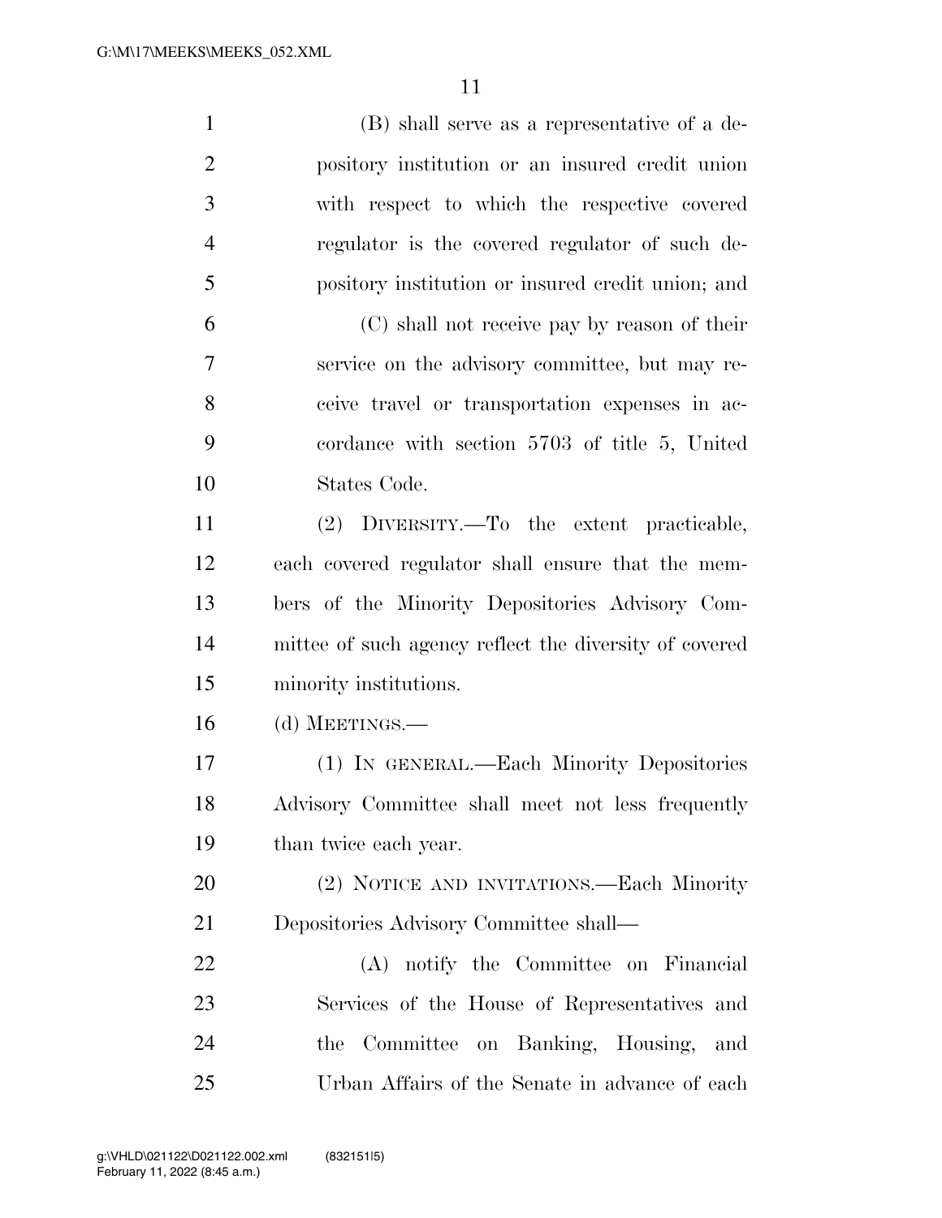(B) shall serve as a representative of a depository institution or an insured credit union with respect to which the respective covered regulator is the covered regulator of such depository institution or insured credit union; and

(C) shall not receive pay by reason of their service on the advisory committee, but may receive travel or transportation expenses in accordance with section 5703 of title 5, United States Code.

(2) DIVERSITY.—To the extent practicable, each covered regulator shall ensure that the members of the Minority Depositories Advisory Committee of such agency reflect the diversity of covered minority institutions.

(d) MEETINGS.—

(1) IN GENERAL.—Each Minority Depositories Advisory Committee shall meet not less frequently than twice each year.

(2) NOTICE AND INVITATIONS.—Each Minority Depositories Advisory Committee shall—

(A) notify the Committee on Financial Services of the House of Representatives and the Committee on Banking, Housing, and Urban Affairs of the Senate in advance of each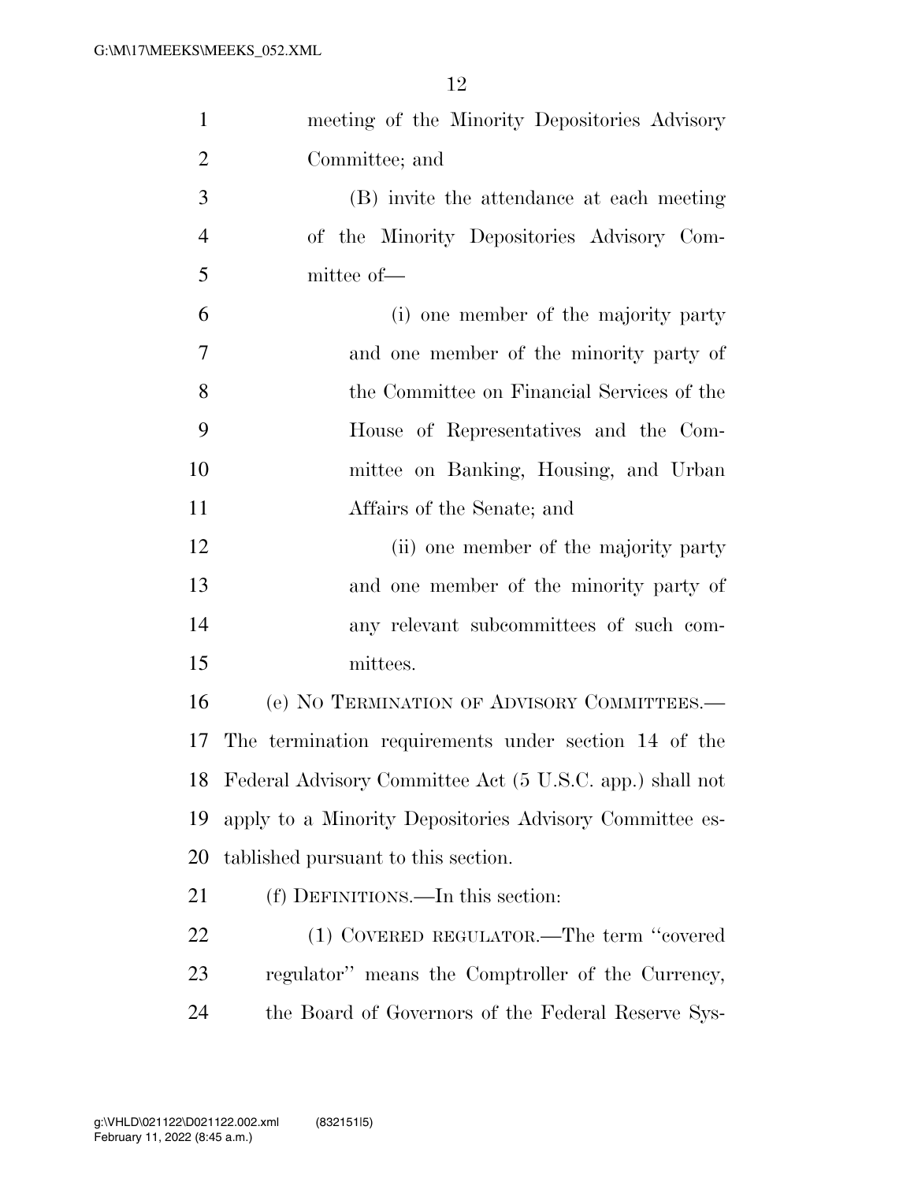meeting of the Minority Depositories Advisory Committee; and

(B) invite the attendance at each meeting of the Minority Depositories Advisory Committee of—

(i) one member of the majority party and one member of the minority party of the Committee on Financial Services of the House of Representatives and the Committee on Banking, Housing, and Urban Affairs of the Senate; and

(ii) one member of the majority party and one member of the minority party of any relevant subcommittees of such committees.

(e) NO TERMINATION OF ADVISORY COMMITTEES.—The termination requirements under section 14 of the Federal Advisory Committee Act (5 U.S.C. app.) shall not apply to a Minority Depositories Advisory Committee established pursuant to this section.

(f) DEFINITIONS.—In this section:

(1) COVERED REGULATOR.—The term "covered regulator" means the Comptroller of the Currency, the Board of Governors of the Federal Reserve Sys-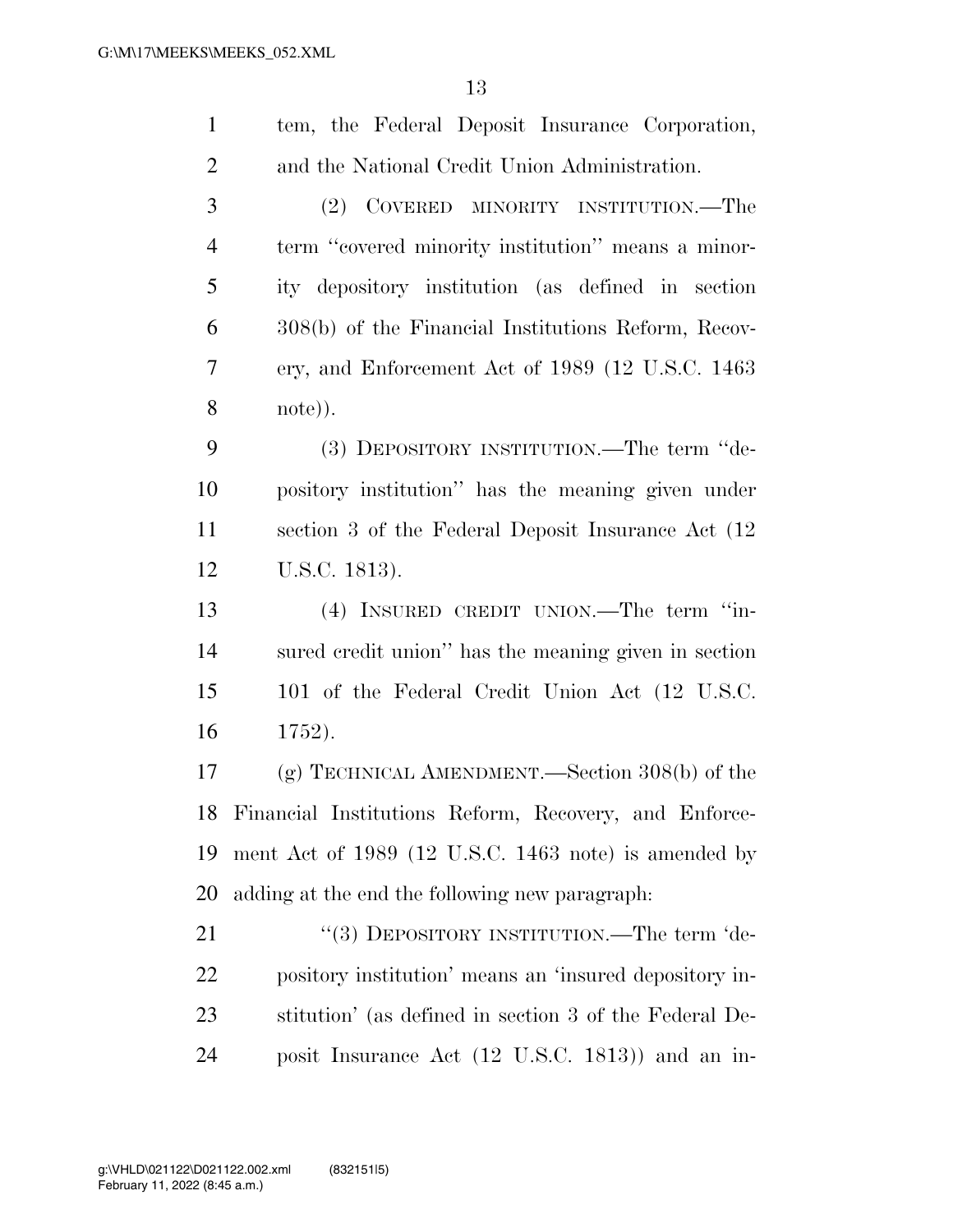tem, the Federal Deposit Insurance Corporation, and the National Credit Union Administration.

(2) COVERED MINORITY INSTITUTION.—The term ''covered minority institution'' means a minority depository institution (as defined in section 308(b) of the Financial Institutions Reform, Recovery, and Enforcement Act of 1989 (12 U.S.C. 1463 note)).

(3) DEPOSITORY INSTITUTION.—The term ''depository institution'' has the meaning given under section 3 of the Federal Deposit Insurance Act (12 U.S.C. 1813).

(4) INSURED CREDIT UNION.—The term ''insured credit union'' has the meaning given in section 101 of the Federal Credit Union Act (12 U.S.C. 1752).

(g) TECHNICAL AMENDMENT.—Section 308(b) of the Financial Institutions Reform, Recovery, and Enforcement Act of 1989 (12 U.S.C. 1463 note) is amended by adding at the end the following new paragraph:

''(3) DEPOSITORY INSTITUTION.—The term 'depository institution' means an 'insured depository institution' (as defined in section 3 of the Federal Deposit Insurance Act (12 U.S.C. 1813)) and an in-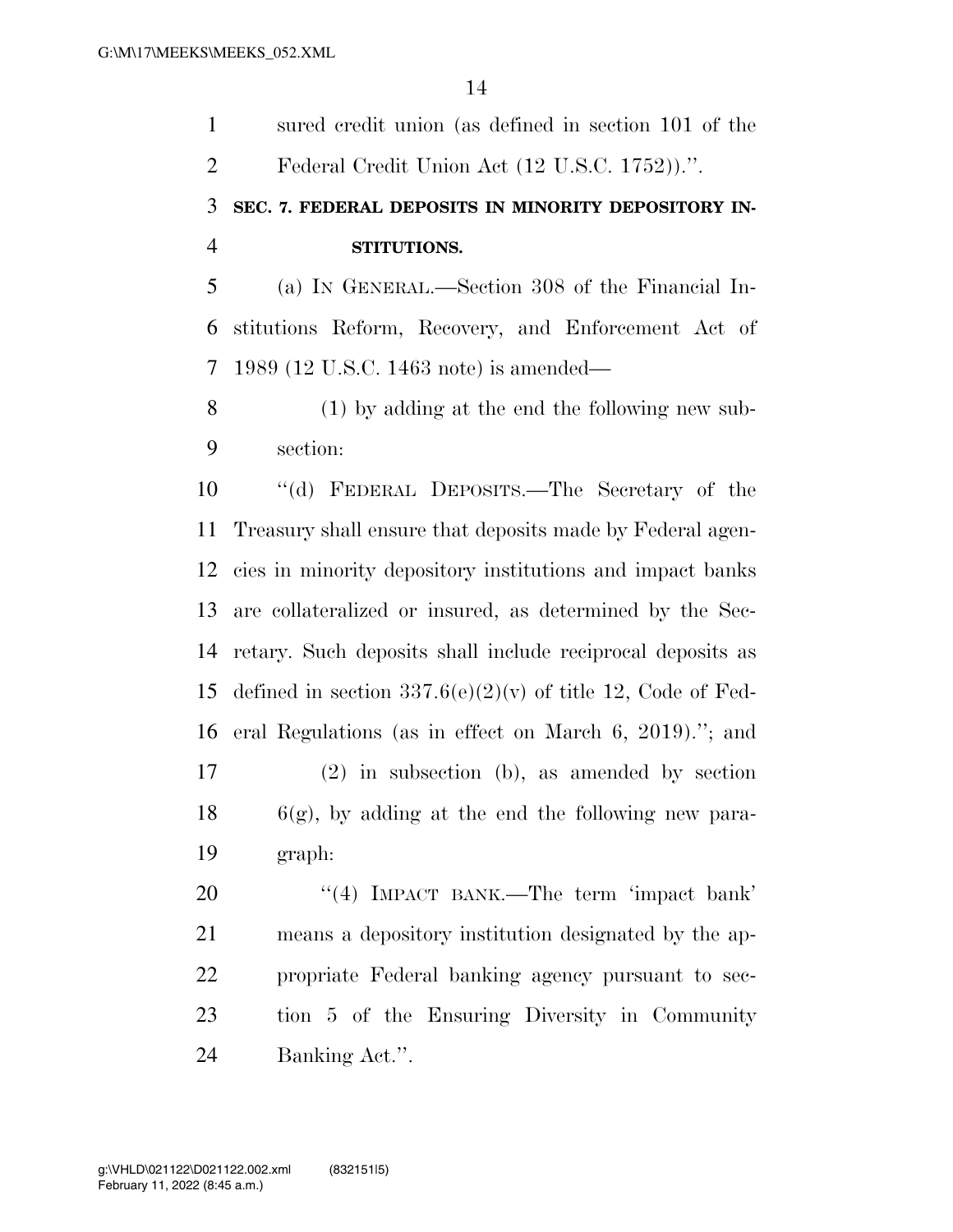sured credit union (as defined in section 101 of the Federal Credit Union Act (12 U.S.C. 1752)).''.

**SEC. 7. FEDERAL DEPOSITS IN MINORITY DEPOSITORY INSTITUTIONS.**

(a) IN GENERAL.—Section 308 of the Financial Institutions Reform, Recovery, and Enforcement Act of 1989 (12 U.S.C. 1463 note) is amended—

(1) by adding at the end the following new subsection:

''(d) FEDERAL DEPOSITS.—The Secretary of the Treasury shall ensure that deposits made by Federal agencies in minority depository institutions and impact banks are collateralized or insured, as determined by the Secretary. Such deposits shall include reciprocal deposits as defined in section 337.6(e)(2)(v) of title 12, Code of Federal Regulations (as in effect on March 6, 2019).''; and

(2) in subsection (b), as amended by section 6(g), by adding at the end the following new paragraph:

''(4) IMPACT BANK.—The term 'impact bank' means a depository institution designated by the appropriate Federal banking agency pursuant to section 5 of the Ensuring Diversity in Community Banking Act.''.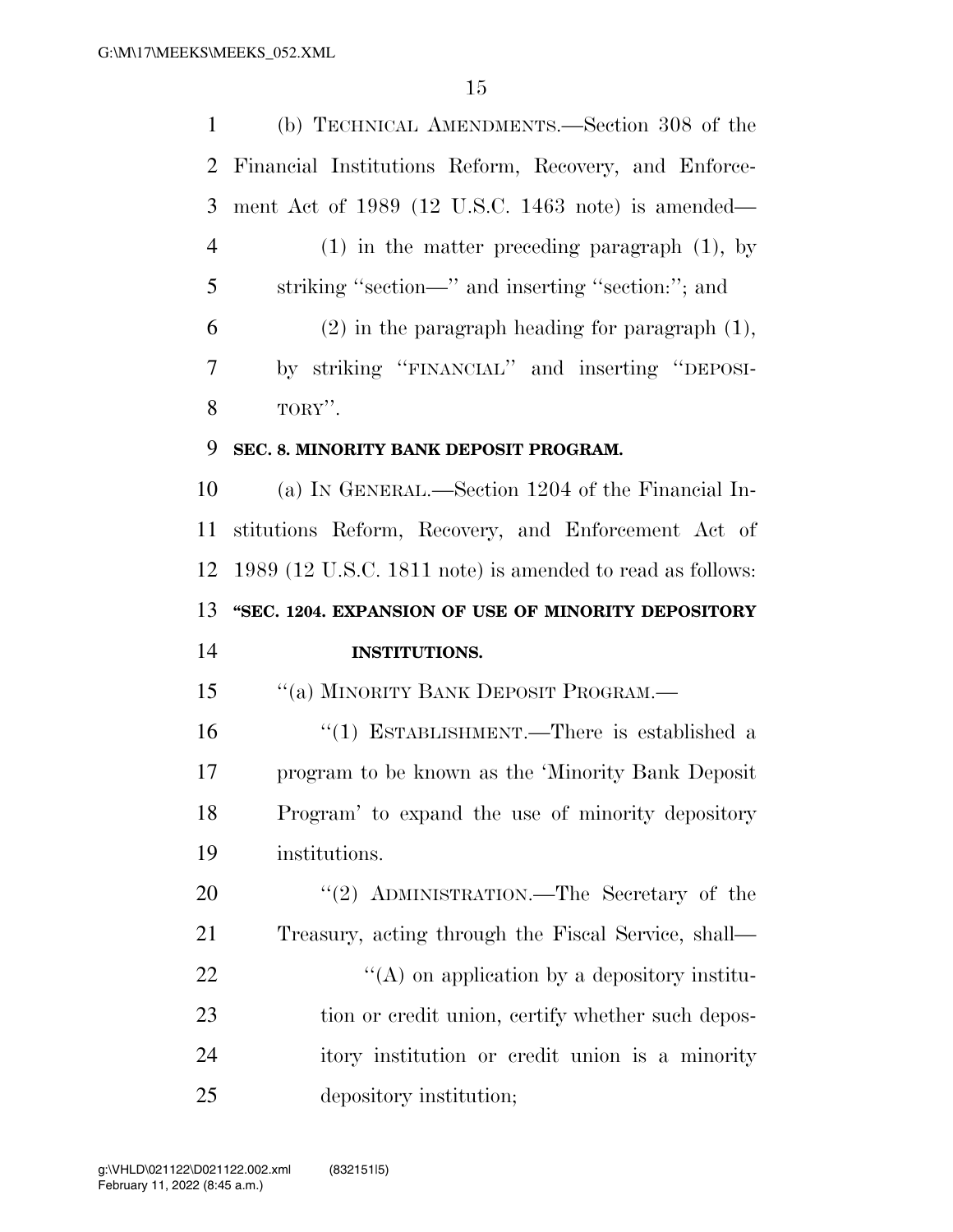(b) TECHNICAL AMENDMENTS.—Section 308 of the Financial Institutions Reform, Recovery, and Enforcement Act of 1989 (12 U.S.C. 1463 note) is amended—

(1) in the matter preceding paragraph (1), by striking ''section—'' and inserting ''section:''; and

(2) in the paragraph heading for paragraph (1), by striking ''FINANCIAL'' and inserting ''DEPOSITORY''.

**SEC. 8. MINORITY BANK DEPOSIT PROGRAM.**

(a) IN GENERAL.—Section 1204 of the Financial Institutions Reform, Recovery, and Enforcement Act of 1989 (12 U.S.C. 1811 note) is amended to read as follows:

**''SEC. 1204. EXPANSION OF USE OF MINORITY DEPOSITORY INSTITUTIONS.**

''(a) MINORITY BANK DEPOSIT PROGRAM.—

''(1) ESTABLISHMENT.—There is established a program to be known as the 'Minority Bank Deposit Program' to expand the use of minority depository institutions.

''(2) ADMINISTRATION.—The Secretary of the Treasury, acting through the Fiscal Service, shall—

''(A) on application by a depository institution or credit union, certify whether such depository institution or credit union is a minority depository institution;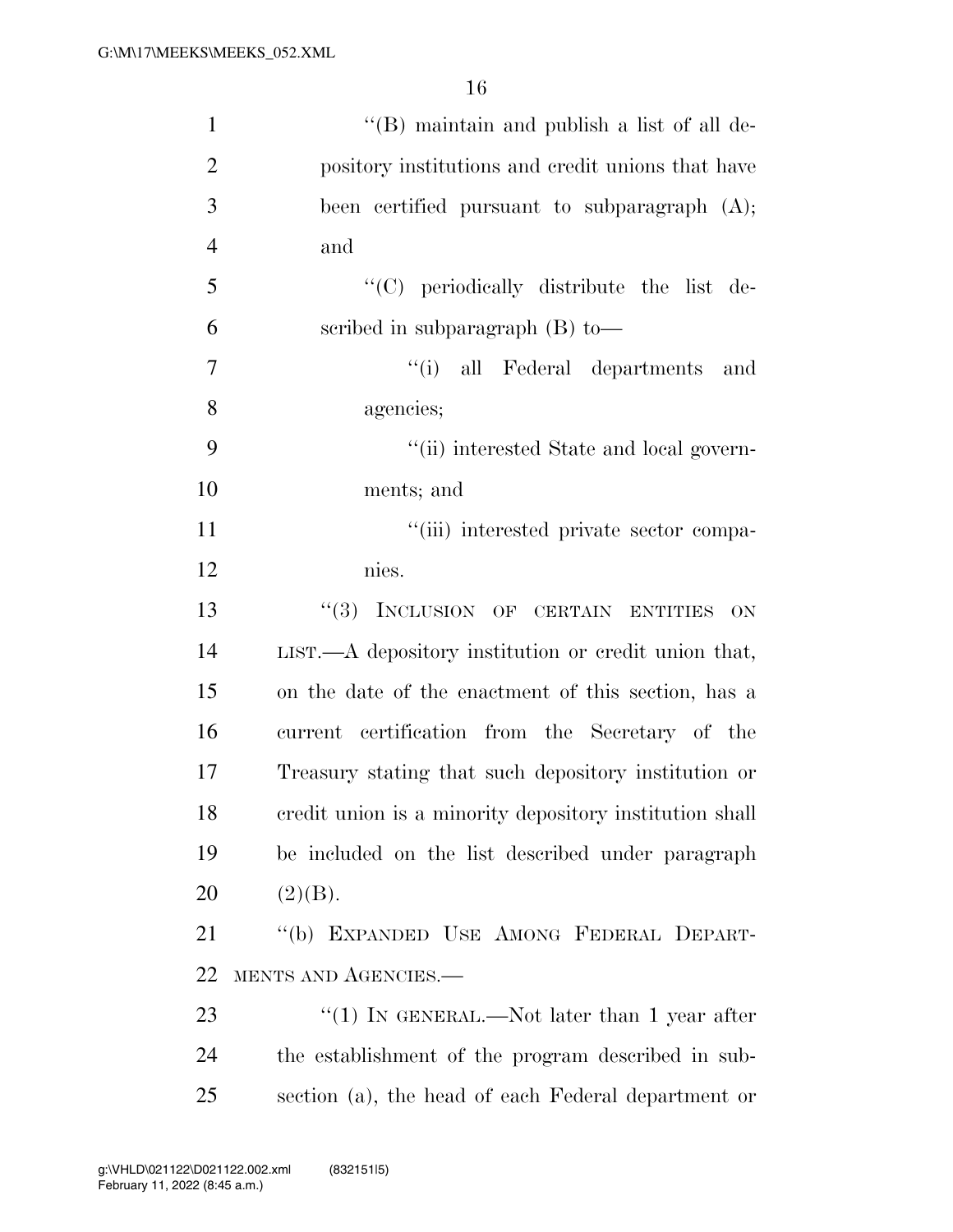"(B) maintain and publish a list of all depository institutions and credit unions that have been certified pursuant to subparagraph (A); and

"(C) periodically distribute the list described in subparagraph (B) to—

"(i) all Federal departments and agencies;

"(ii) interested State and local governments; and

"(iii) interested private sector companies.

"(3) INCLUSION OF CERTAIN ENTITIES ON LIST.—A depository institution or credit union that, on the date of the enactment of this section, has a current certification from the Secretary of the Treasury stating that such depository institution or credit union is a minority depository institution shall be included on the list described under paragraph (2)(B).

"(b) EXPANDED USE AMONG FEDERAL DEPARTMENTS AND AGENCIES.—

"(1) IN GENERAL.—Not later than 1 year after the establishment of the program described in subsection (a), the head of each Federal department or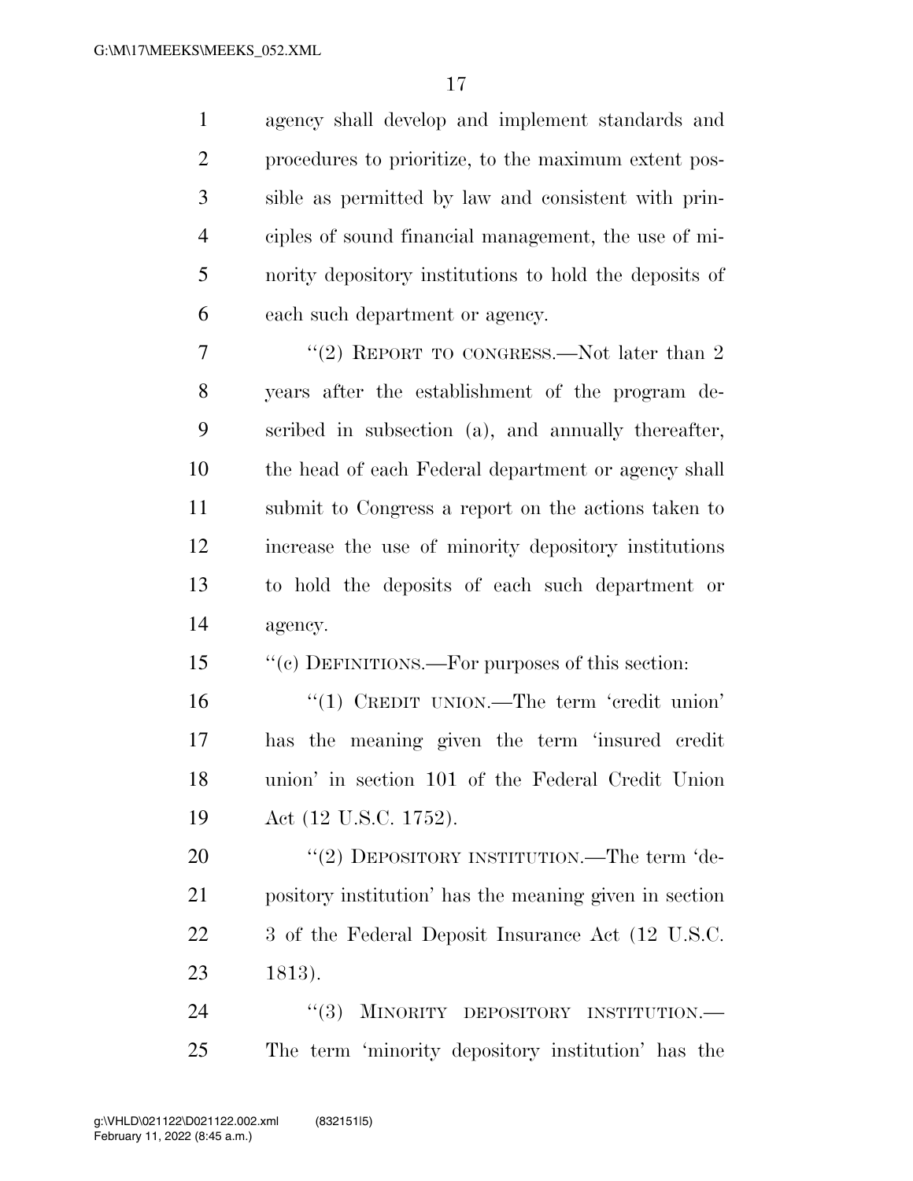agency shall develop and implement standards and procedures to prioritize, to the maximum extent possible as permitted by law and consistent with principles of sound financial management, the use of minority depository institutions to hold the deposits of each such department or agency.

"(2) REPORT TO CONGRESS.—Not later than 2 years after the establishment of the program described in subsection (a), and annually thereafter, the head of each Federal department or agency shall submit to Congress a report on the actions taken to increase the use of minority depository institutions to hold the deposits of each such department or agency.

"(c) DEFINITIONS.—For purposes of this section:

"(1) CREDIT UNION.—The term 'credit union' has the meaning given the term 'insured credit union' in section 101 of the Federal Credit Union Act (12 U.S.C. 1752).

"(2) DEPOSITORY INSTITUTION.—The term 'depository institution' has the meaning given in section 3 of the Federal Deposit Insurance Act (12 U.S.C. 1813).

"(3) MINORITY DEPOSITORY INSTITUTION.—The term 'minority depository institution' has the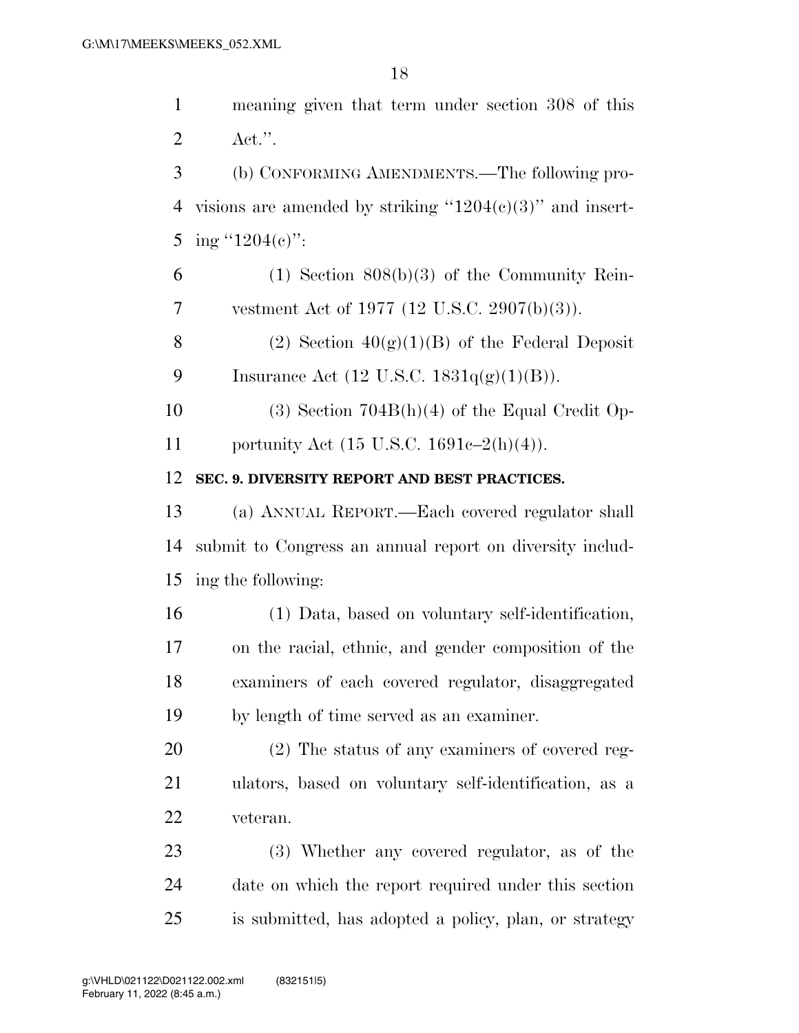meaning given that term under section 308 of this Act.''.

(b) CONFORMING AMENDMENTS.—The following provisions are amended by striking ''1204(c)(3)'' and inserting ''1204(c)'':

(1) Section 808(b)(3) of the Community Reinvestment Act of 1977 (12 U.S.C. 2907(b)(3)).

(2) Section 40(g)(1)(B) of the Federal Deposit Insurance Act (12 U.S.C. 1831q(g)(1)(B)).

(3) Section 704B(h)(4) of the Equal Credit Opportunity Act (15 U.S.C. 1691c–2(h)(4)).

**SEC. 9. DIVERSITY REPORT AND BEST PRACTICES.**

(a) ANNUAL REPORT.—Each covered regulator shall submit to Congress an annual report on diversity including the following:

(1) Data, based on voluntary self-identification, on the racial, ethnic, and gender composition of the examiners of each covered regulator, disaggregated by length of time served as an examiner.

(2) The status of any examiners of covered regulators, based on voluntary self-identification, as a veteran.

(3) Whether any covered regulator, as of the date on which the report required under this section is submitted, has adopted a policy, plan, or strategy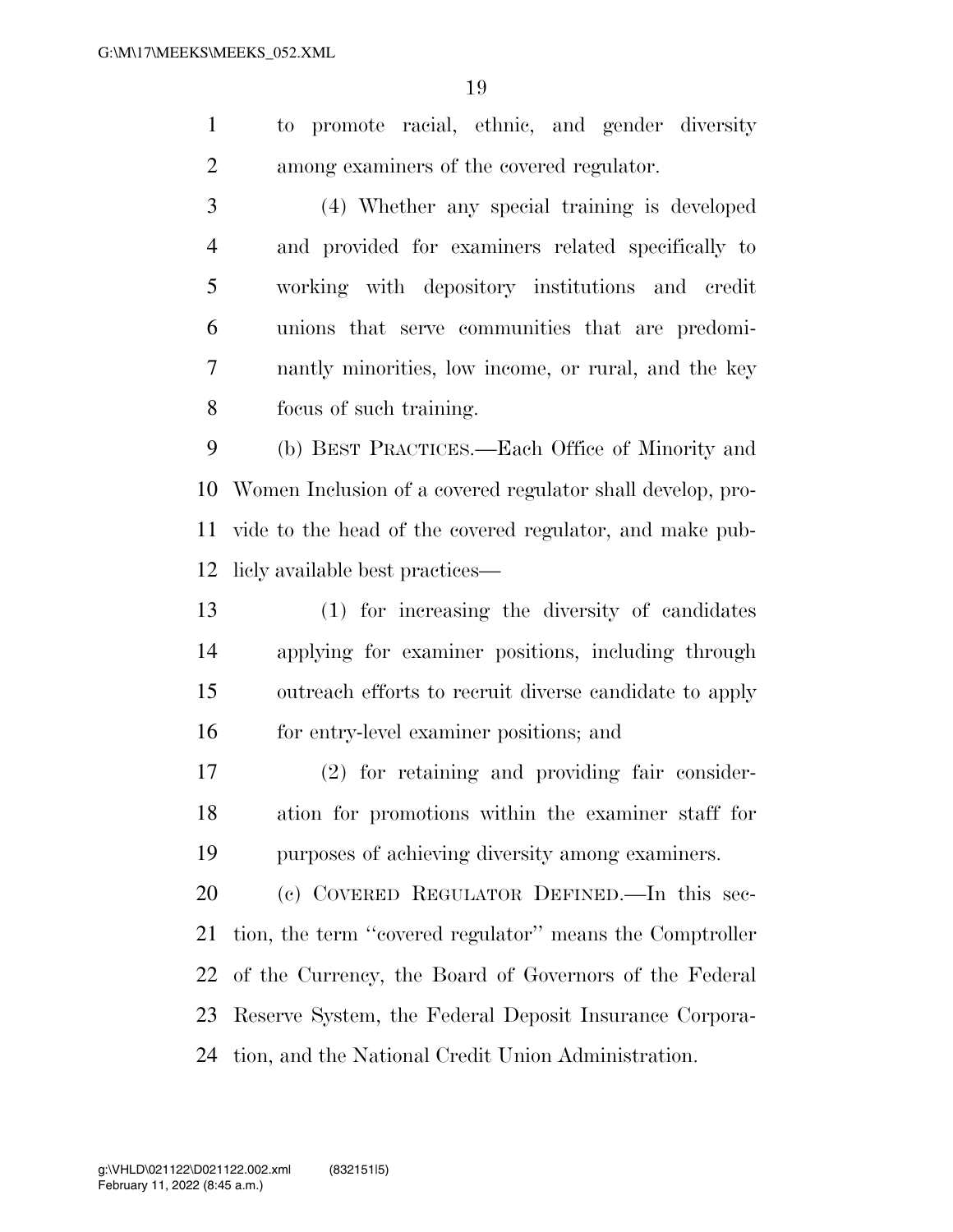to promote racial, ethnic, and gender diversity among examiners of the covered regulator.

(4) Whether any special training is developed and provided for examiners related specifically to working with depository institutions and credit unions that serve communities that are predominantly minorities, low income, or rural, and the key focus of such training.

(b) BEST PRACTICES.—Each Office of Minority and Women Inclusion of a covered regulator shall develop, provide to the head of the covered regulator, and make publicly available best practices—

(1) for increasing the diversity of candidates applying for examiner positions, including through outreach efforts to recruit diverse candidate to apply for entry-level examiner positions; and

(2) for retaining and providing fair consideration for promotions within the examiner staff for purposes of achieving diversity among examiners.

(c) COVERED REGULATOR DEFINED.—In this section, the term ''covered regulator'' means the Comptroller of the Currency, the Board of Governors of the Federal Reserve System, the Federal Deposit Insurance Corporation, and the National Credit Union Administration.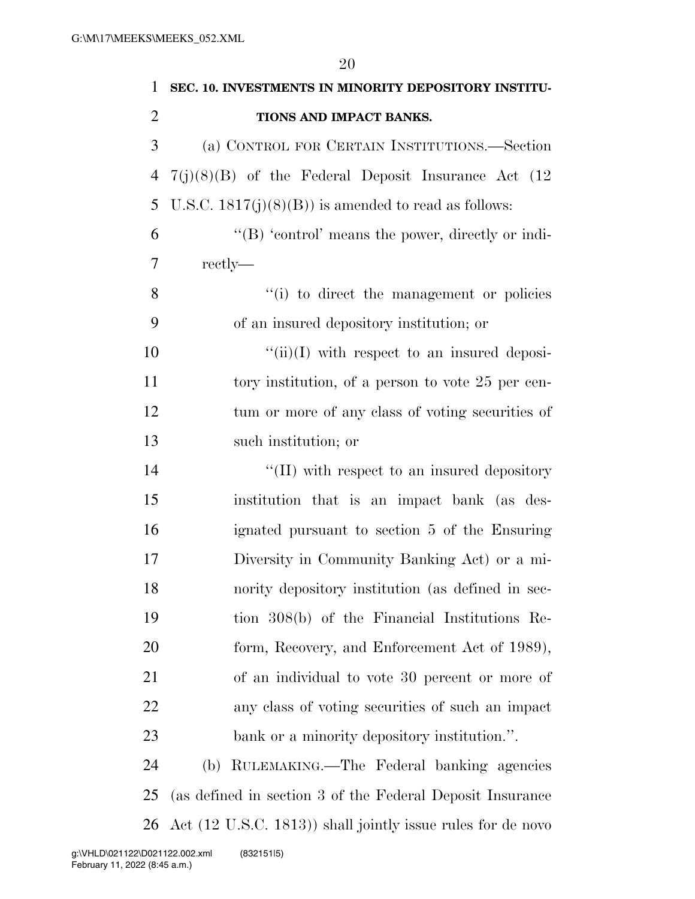**SEC. 10. INVESTMENTS IN MINORITY DEPOSITORY INSTITUTIONS AND IMPACT BANKS.**

(a) CONTROL FOR CERTAIN INSTITUTIONS.—Section 7(j)(8)(B) of the Federal Deposit Insurance Act (12 U.S.C. 1817(j)(8)(B)) is amended to read as follows:

"(B) 'control' means the power, directly or indirectly—

"(i) to direct the management or policies of an insured depository institution; or

"(ii)(I) with respect to an insured depository institution, of a person to vote 25 per centum or more of any class of voting securities of such institution; or

"(II) with respect to an insured depository institution that is an impact bank (as designated pursuant to section 5 of the Ensuring Diversity in Community Banking Act) or a minority depository institution (as defined in section 308(b) of the Financial Institutions Reform, Recovery, and Enforcement Act of 1989), of an individual to vote 30 percent or more of any class of voting securities of such an impact bank or a minority depository institution.".

(b) RULEMAKING.—The Federal banking agencies (as defined in section 3 of the Federal Deposit Insurance Act (12 U.S.C. 1813)) shall jointly issue rules for de novo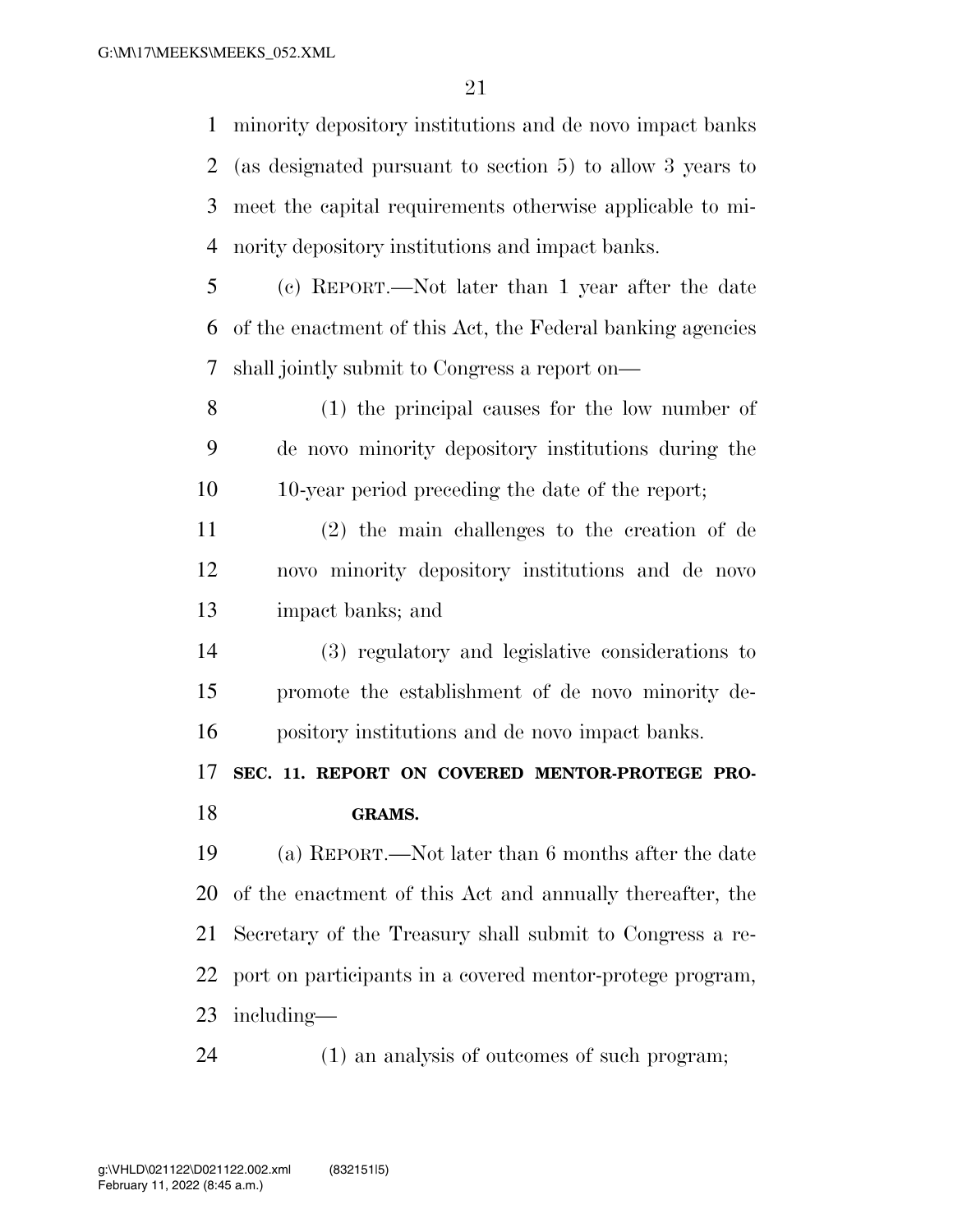minority depository institutions and de novo impact banks (as designated pursuant to section 5) to allow 3 years to meet the capital requirements otherwise applicable to minority depository institutions and impact banks.

(c) REPORT.—Not later than 1 year after the date of the enactment of this Act, the Federal banking agencies shall jointly submit to Congress a report on—

(1) the principal causes for the low number of de novo minority depository institutions during the 10-year period preceding the date of the report;

(2) the main challenges to the creation of de novo minority depository institutions and de novo impact banks; and

(3) regulatory and legislative considerations to promote the establishment of de novo minority depository institutions and de novo impact banks.

## SEC. 11. REPORT ON COVERED MENTOR-PROTEGE PROGRAMS.

(a) REPORT.—Not later than 6 months after the date of the enactment of this Act and annually thereafter, the Secretary of the Treasury shall submit to Congress a report on participants in a covered mentor-protege program, including—

(1) an analysis of outcomes of such program;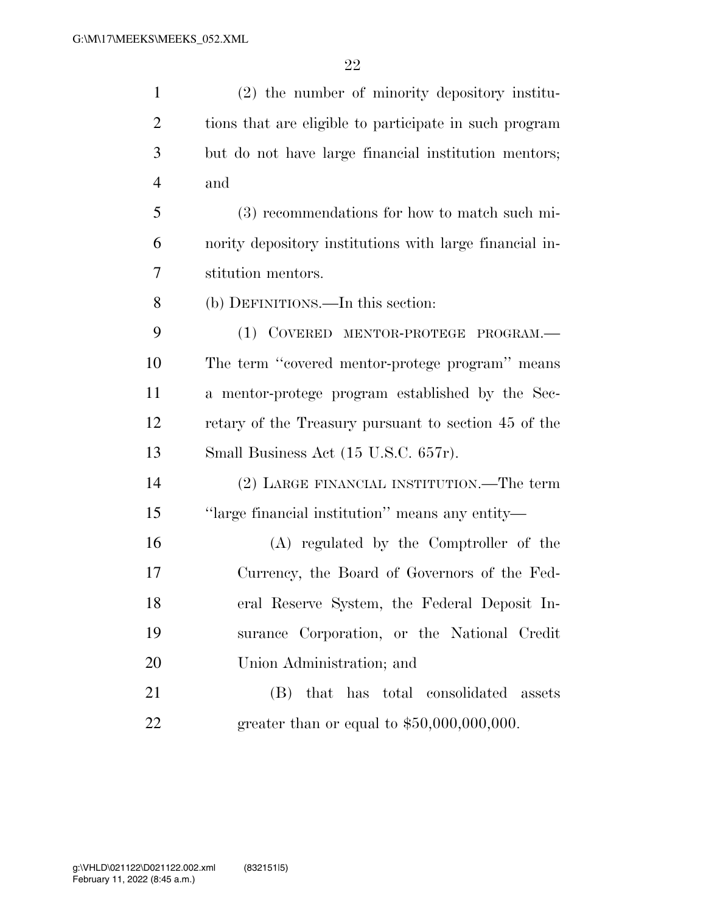(2) the number of minority depository institutions that are eligible to participate in such program but do not have large financial institution mentors; and

(3) recommendations for how to match such minority depository institutions with large financial institution mentors.

(b) DEFINITIONS.—In this section:

(1) COVERED MENTOR-PROTEGE PROGRAM.—The term ''covered mentor-protege program'' means a mentor-protege program established by the Secretary of the Treasury pursuant to section 45 of the Small Business Act (15 U.S.C. 657r).

(2) LARGE FINANCIAL INSTITUTION.—The term ''large financial institution'' means any entity—

(A) regulated by the Comptroller of the Currency, the Board of Governors of the Federal Reserve System, the Federal Deposit Insurance Corporation, or the National Credit Union Administration; and

(B) that has total consolidated assets greater than or equal to $50,000,000,000.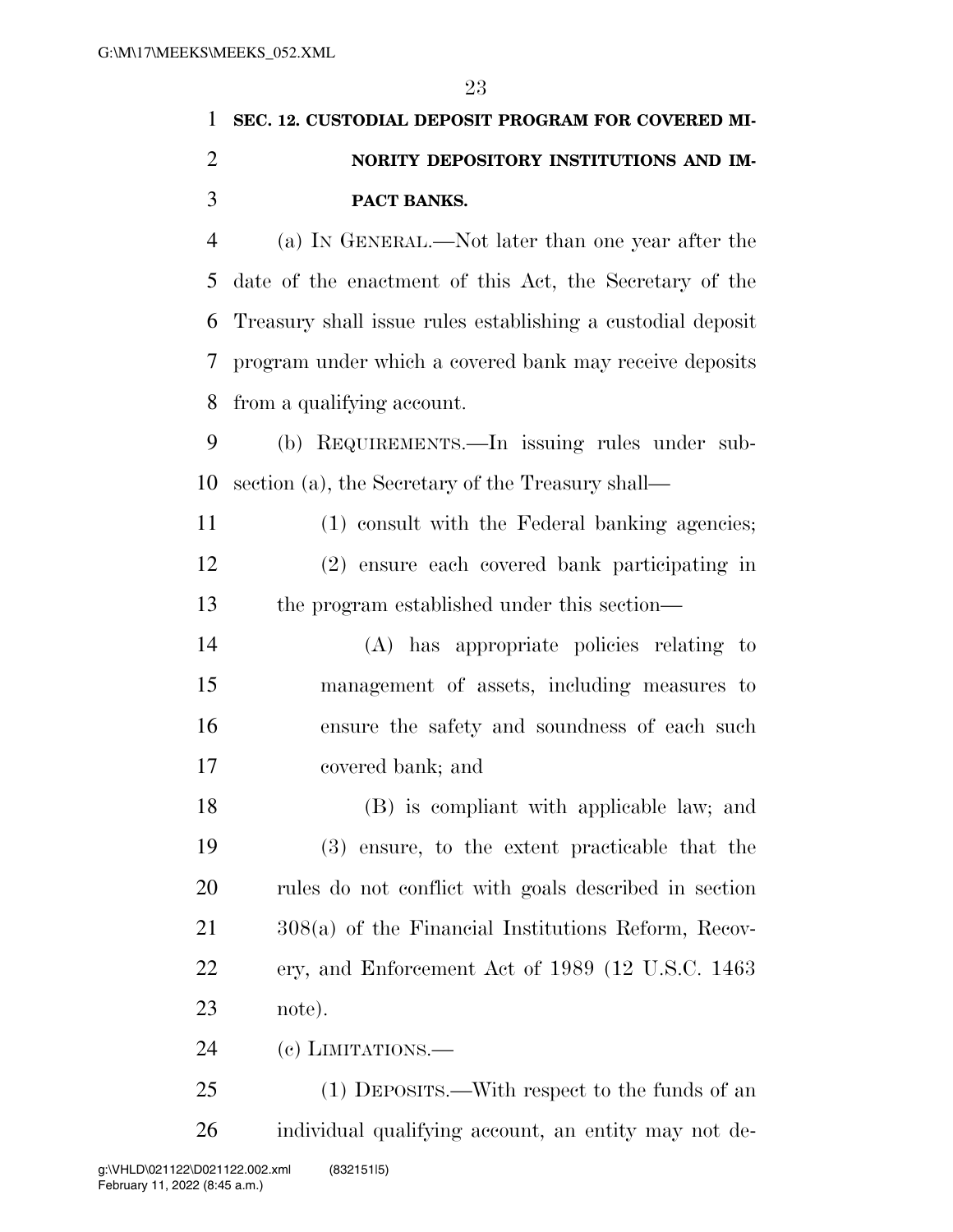**SEC. 12. CUSTODIAL DEPOSIT PROGRAM FOR COVERED MINORITY DEPOSITORY INSTITUTIONS AND IMPACT BANKS.**

(a) IN GENERAL.—Not later than one year after the date of the enactment of this Act, the Secretary of the Treasury shall issue rules establishing a custodial deposit program under which a covered bank may receive deposits from a qualifying account.

(b) REQUIREMENTS.—In issuing rules under subsection (a), the Secretary of the Treasury shall—

(1) consult with the Federal banking agencies;

(2) ensure each covered bank participating in the program established under this section—

(A) has appropriate policies relating to management of assets, including measures to ensure the safety and soundness of each such covered bank; and

(B) is compliant with applicable law; and

(3) ensure, to the extent practicable that the rules do not conflict with goals described in section 308(a) of the Financial Institutions Reform, Recovery, and Enforcement Act of 1989 (12 U.S.C. 1463 note).

(c) LIMITATIONS.—

(1) DEPOSITS.—With respect to the funds of an individual qualifying account, an entity may not de-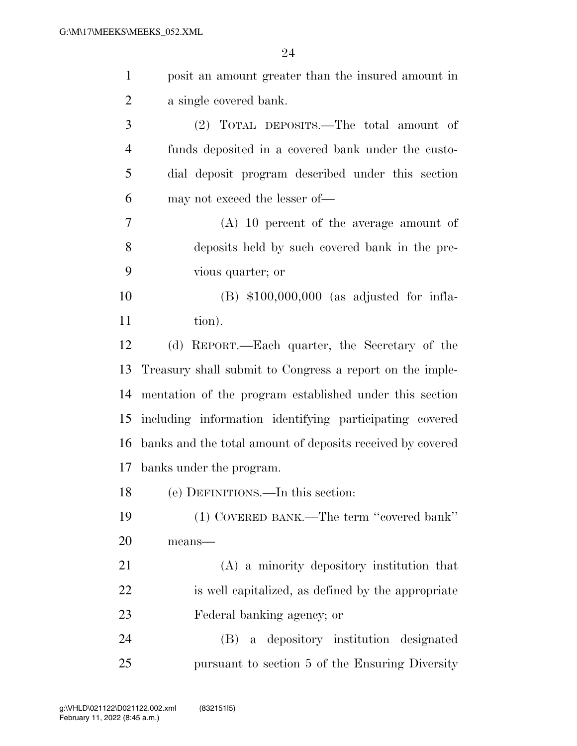posit an amount greater than the insured amount in a single covered bank.

(2) TOTAL DEPOSITS.—The total amount of funds deposited in a covered bank under the custodial deposit program described under this section may not exceed the lesser of—

(A) 10 percent of the average amount of deposits held by such covered bank in the previous quarter; or

(B) $100,000,000 (as adjusted for inflation).

(d) REPORT.—Each quarter, the Secretary of the Treasury shall submit to Congress a report on the implementation of the program established under this section including information identifying participating covered banks and the total amount of deposits received by covered banks under the program.

(e) DEFINITIONS.—In this section:

(1) COVERED BANK.—The term ''covered bank'' means—

(A) a minority depository institution that is well capitalized, as defined by the appropriate Federal banking agency; or

(B) a depository institution designated pursuant to section 5 of the Ensuring Diversity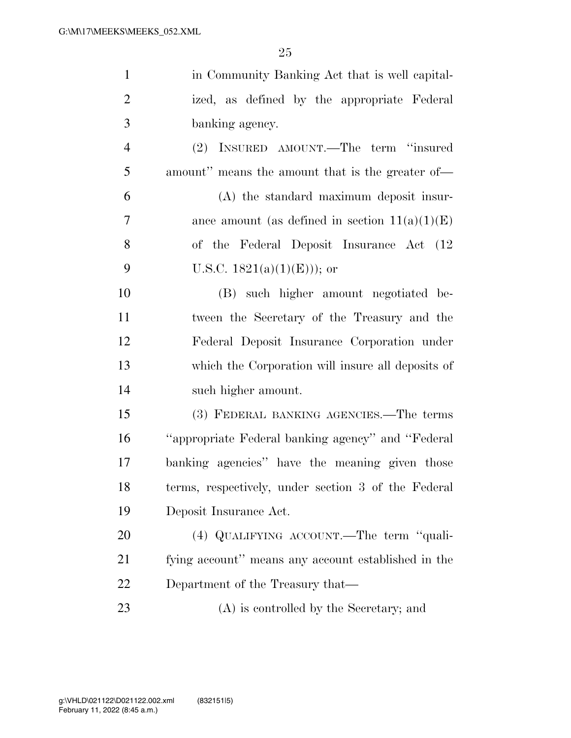in Community Banking Act that is well capitalized, as defined by the appropriate Federal banking agency.

(2) INSURED AMOUNT.—The term ''insured amount'' means the amount that is the greater of—

(A) the standard maximum deposit insurance amount (as defined in section 11(a)(1)(E) of the Federal Deposit Insurance Act (12 U.S.C. 1821(a)(1)(E))); or

(B) such higher amount negotiated between the Secretary of the Treasury and the Federal Deposit Insurance Corporation under which the Corporation will insure all deposits of such higher amount.

(3) FEDERAL BANKING AGENCIES.—The terms ''appropriate Federal banking agency'' and ''Federal banking agencies'' have the meaning given those terms, respectively, under section 3 of the Federal Deposit Insurance Act.

(4) QUALIFYING ACCOUNT.—The term ''qualifying account'' means any account established in the Department of the Treasury that—

(A) is controlled by the Secretary; and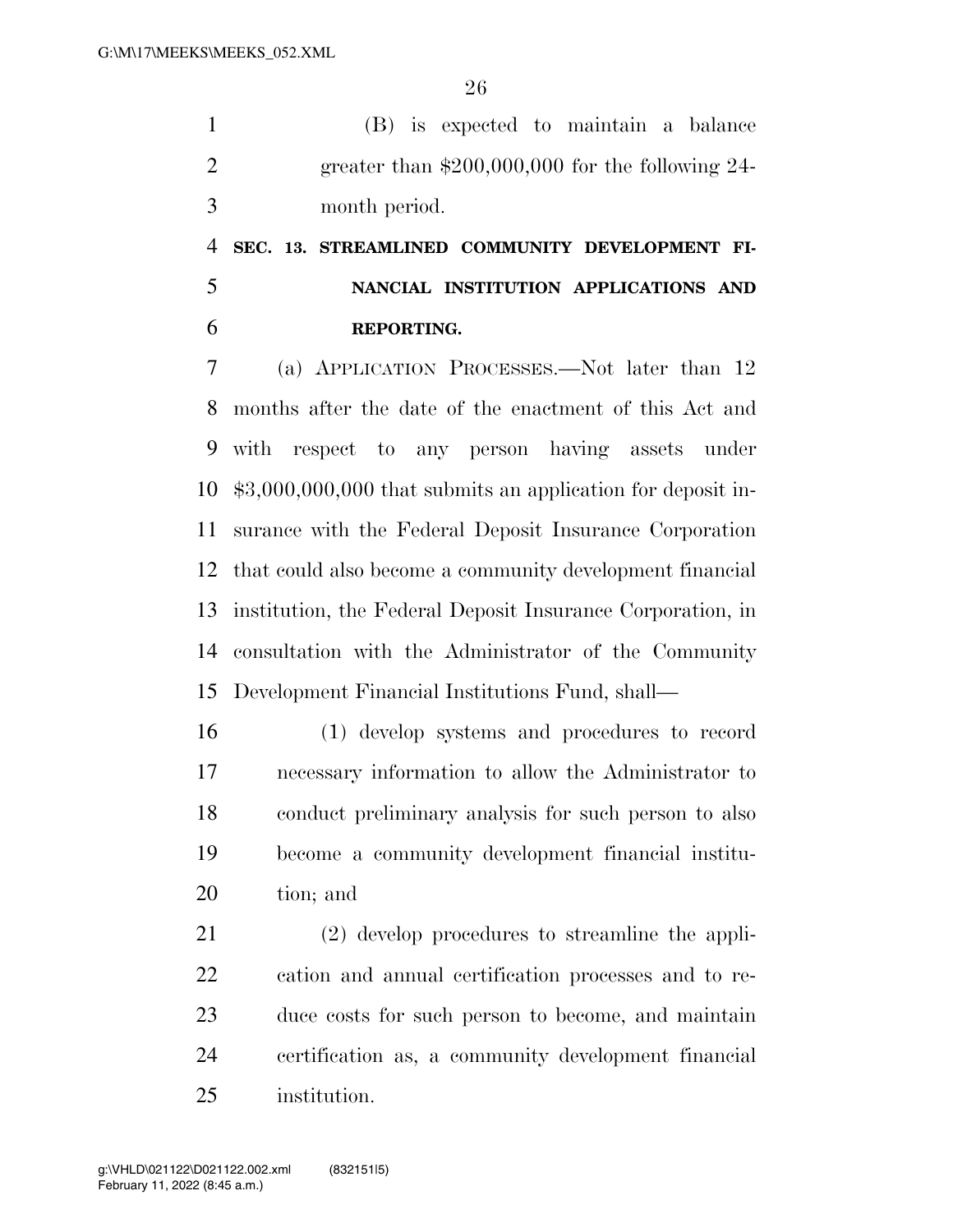(B) is expected to maintain a balance greater than $200,000,000 for the following 24-month period.

## SEC. 13. STREAMLINED COMMUNITY DEVELOPMENT FINANCIAL INSTITUTION APPLICATIONS AND REPORTING.

(a) APPLICATION PROCESSES.—Not later than 12 months after the date of the enactment of this Act and with respect to any person having assets under $3,000,000,000 that submits an application for deposit insurance with the Federal Deposit Insurance Corporation that could also become a community development financial institution, the Federal Deposit Insurance Corporation, in consultation with the Administrator of the Community Development Financial Institutions Fund, shall—

(1) develop systems and procedures to record necessary information to allow the Administrator to conduct preliminary analysis for such person to also become a community development financial institution; and

(2) develop procedures to streamline the application and annual certification processes and to reduce costs for such person to become, and maintain certification as, a community development financial institution.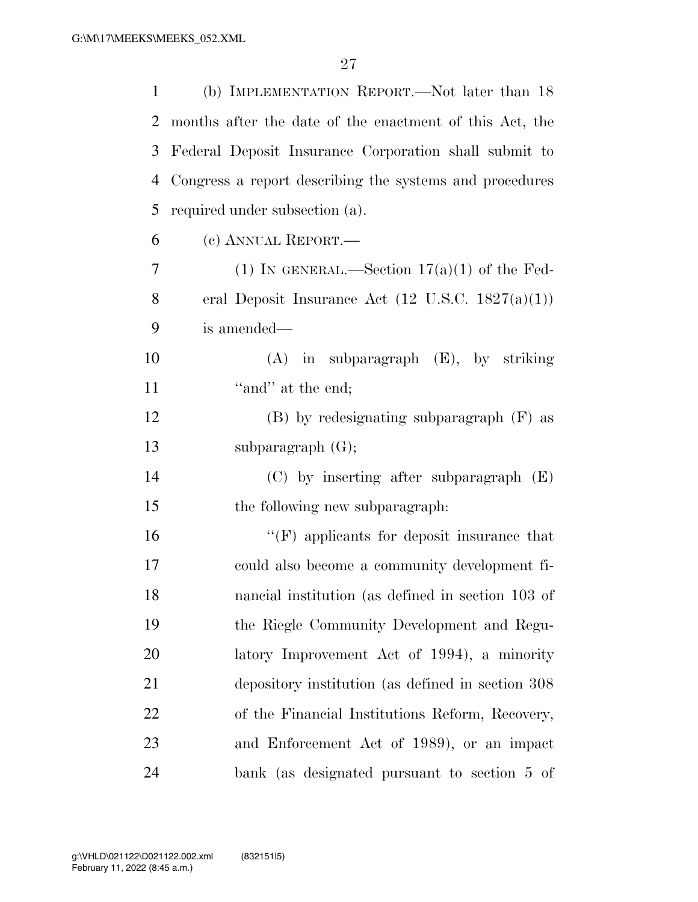(b) IMPLEMENTATION REPORT.—Not later than 18 months after the date of the enactment of this Act, the Federal Deposit Insurance Corporation shall submit to Congress a report describing the systems and procedures required under subsection (a).

(c) ANNUAL REPORT.—

(1) IN GENERAL.—Section 17(a)(1) of the Federal Deposit Insurance Act (12 U.S.C. 1827(a)(1)) is amended—

(A) in subparagraph (E), by striking ''and'' at the end;

(B) by redesignating subparagraph (F) as subparagraph (G);

(C) by inserting after subparagraph (E) the following new subparagraph:

''(F) applicants for deposit insurance that could also become a community development financial institution (as defined in section 103 of the Riegle Community Development and Regulatory Improvement Act of 1994), a minority depository institution (as defined in section 308 of the Financial Institutions Reform, Recovery, and Enforcement Act of 1989), or an impact bank (as designated pursuant to section 5 of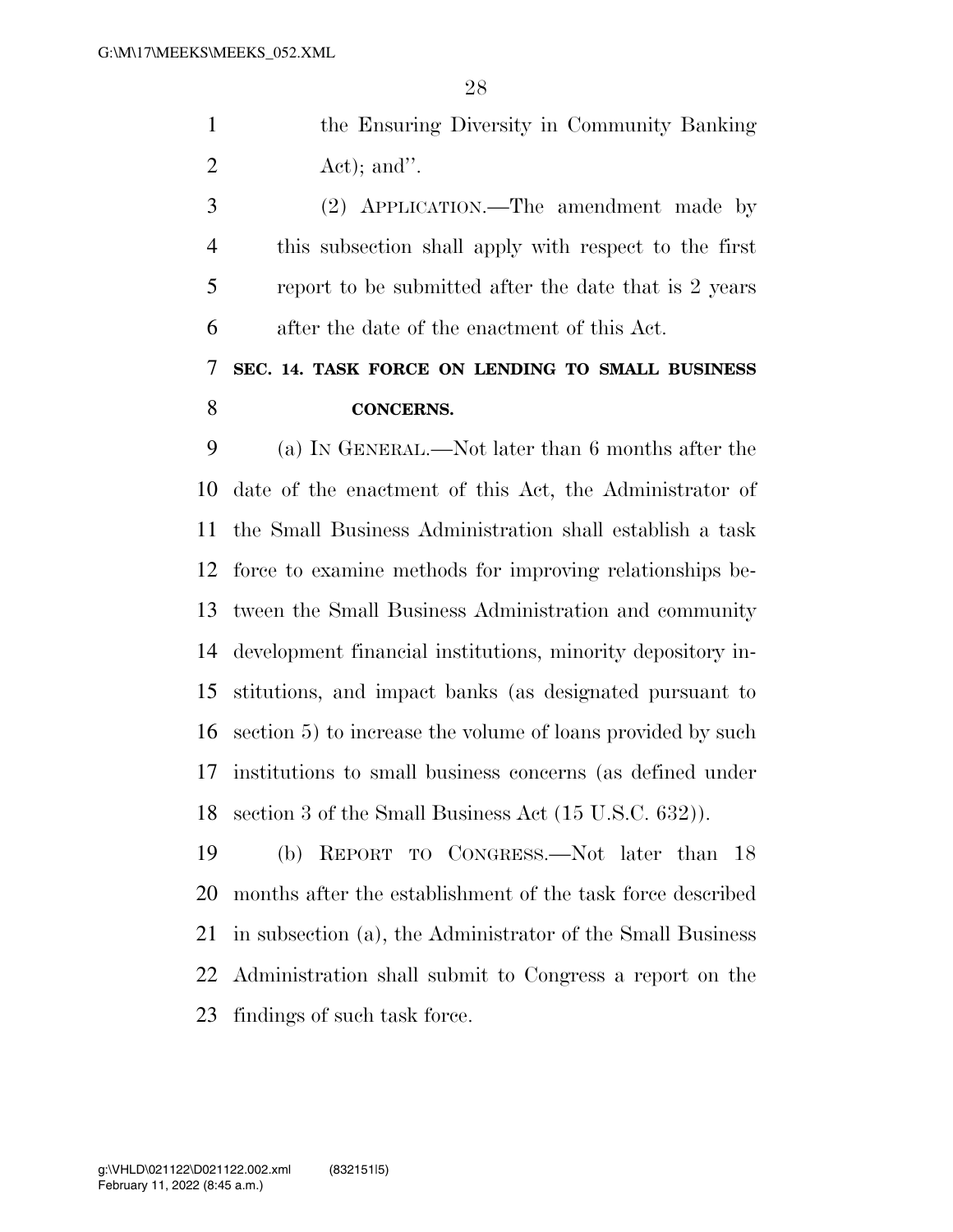the Ensuring Diversity in Community Banking Act); and''.

(2) APPLICATION.—The amendment made by this subsection shall apply with respect to the first report to be submitted after the date that is 2 years after the date of the enactment of this Act.

**SEC. 14. TASK FORCE ON LENDING TO SMALL BUSINESS CONCERNS.**

(a) IN GENERAL.—Not later than 6 months after the date of the enactment of this Act, the Administrator of the Small Business Administration shall establish a task force to examine methods for improving relationships between the Small Business Administration and community development financial institutions, minority depository institutions, and impact banks (as designated pursuant to section 5) to increase the volume of loans provided by such institutions to small business concerns (as defined under section 3 of the Small Business Act (15 U.S.C. 632)).

(b) REPORT TO CONGRESS.—Not later than 18 months after the establishment of the task force described in subsection (a), the Administrator of the Small Business Administration shall submit to Congress a report on the findings of such task force.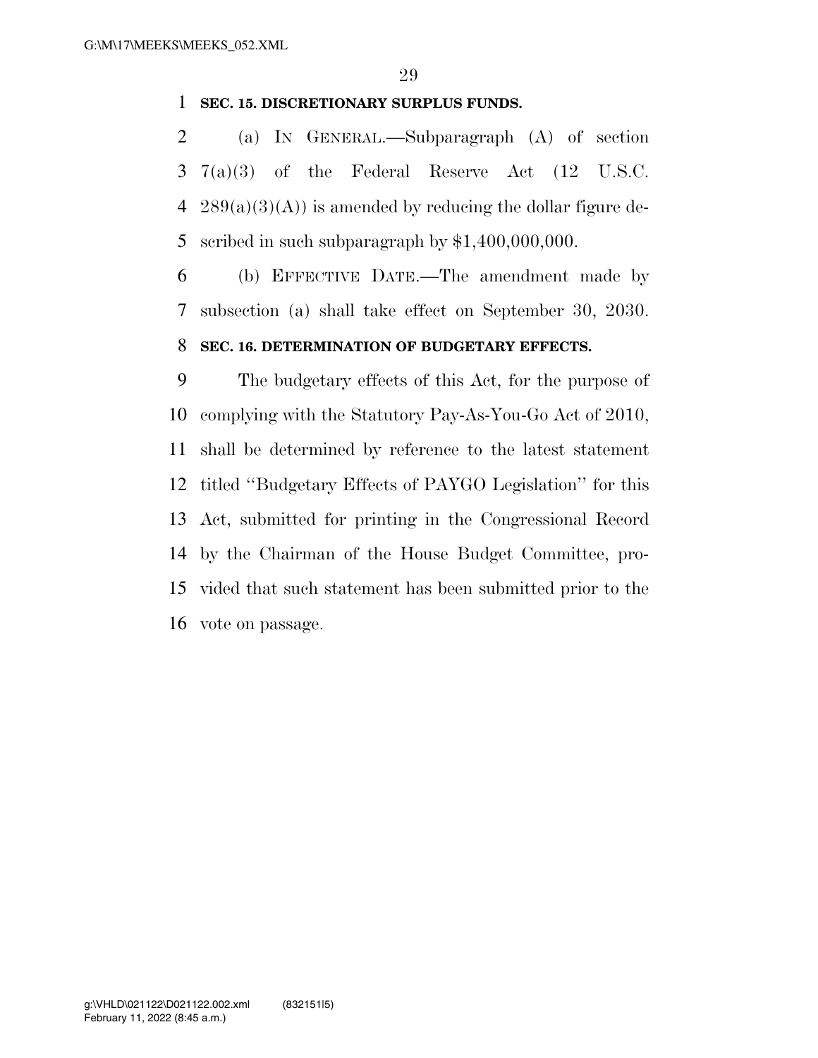**SEC. 15. DISCRETIONARY SURPLUS FUNDS.**

(a) IN GENERAL.—Subparagraph (A) of section 7(a)(3) of the Federal Reserve Act (12 U.S.C. 289(a)(3)(A)) is amended by reducing the dollar figure described in such subparagraph by $1,400,000,000.

(b) EFFECTIVE DATE.—The amendment made by subsection (a) shall take effect on September 30, 2030.

**SEC. 16. DETERMINATION OF BUDGETARY EFFECTS.**

The budgetary effects of this Act, for the purpose of complying with the Statutory Pay-As-You-Go Act of 2010, shall be determined by reference to the latest statement titled ''Budgetary Effects of PAYGO Legislation'' for this Act, submitted for printing in the Congressional Record by the Chairman of the House Budget Committee, provided that such statement has been submitted prior to the vote on passage.